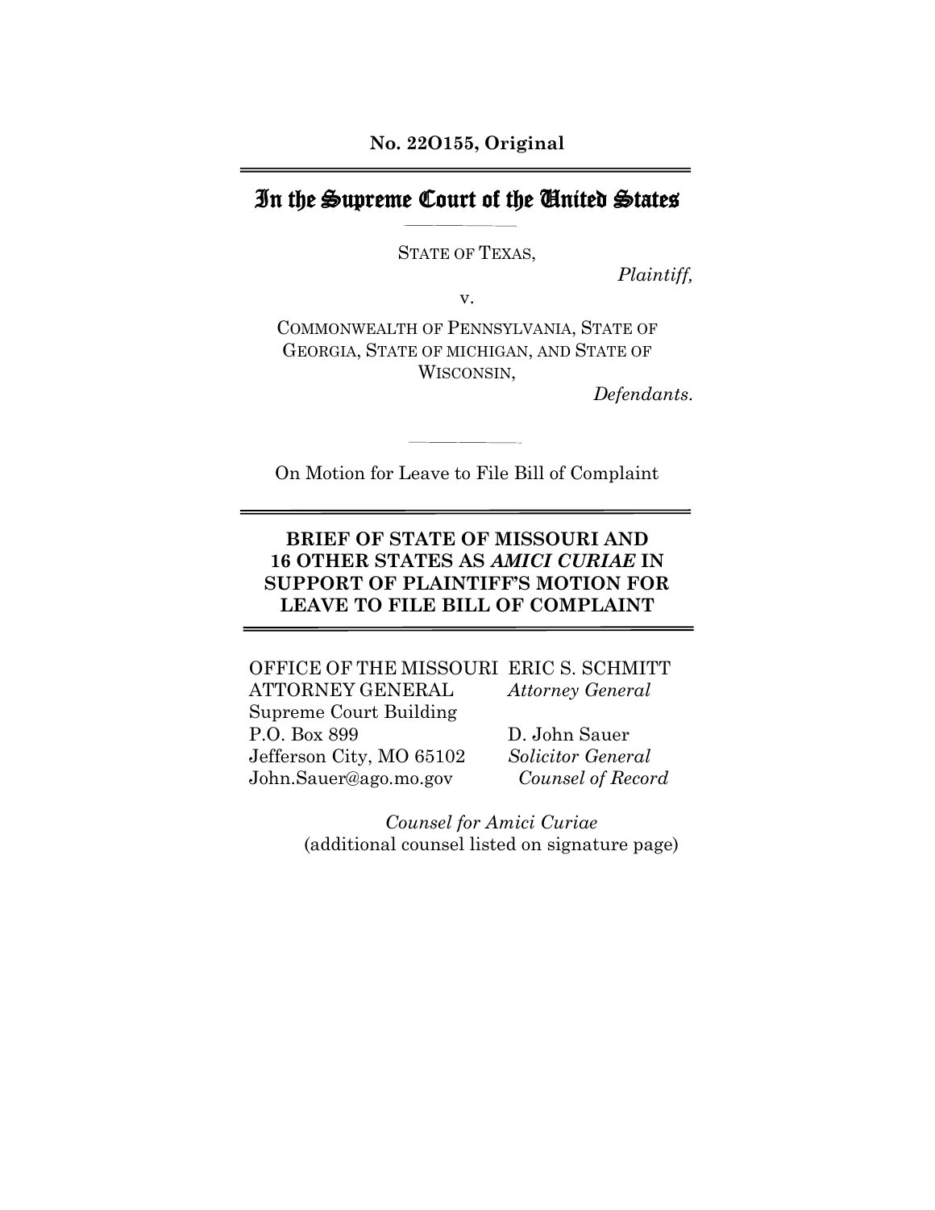**No. 22O155, Original**

# In the Supreme Court of the United States

STATE OF TEXAS,

*Plaintiff,*

v.

COMMONWEALTH OF PENNSYLVANIA, STATE OF GEORGIA, STATE OF MICHIGAN, AND STATE OF WISCONSIN,

*Defendants.*

On Motion for Leave to File Bill of Complaint

**BRIEF OF STATE OF MISSOURI AND 16 OTHER STATES AS *AMICI CURIAE* IN SUPPORT OF PLAINTIFF'S MOTION FOR LEAVE TO FILE BILL OF COMPLAINT**

OFFICE OF THE MISSOURI ATTORNEY GENERAL
Supreme Court Building
P.O. Box 899
Jefferson City, MO 65102
John.Sauer@ago.mo.gov

ERIC S. SCHMITT
*Attorney General*

D. John Sauer
*Solicitor General*
*Counsel of Record*

*Counsel for Amici Curiae*
(additional counsel listed on signature page)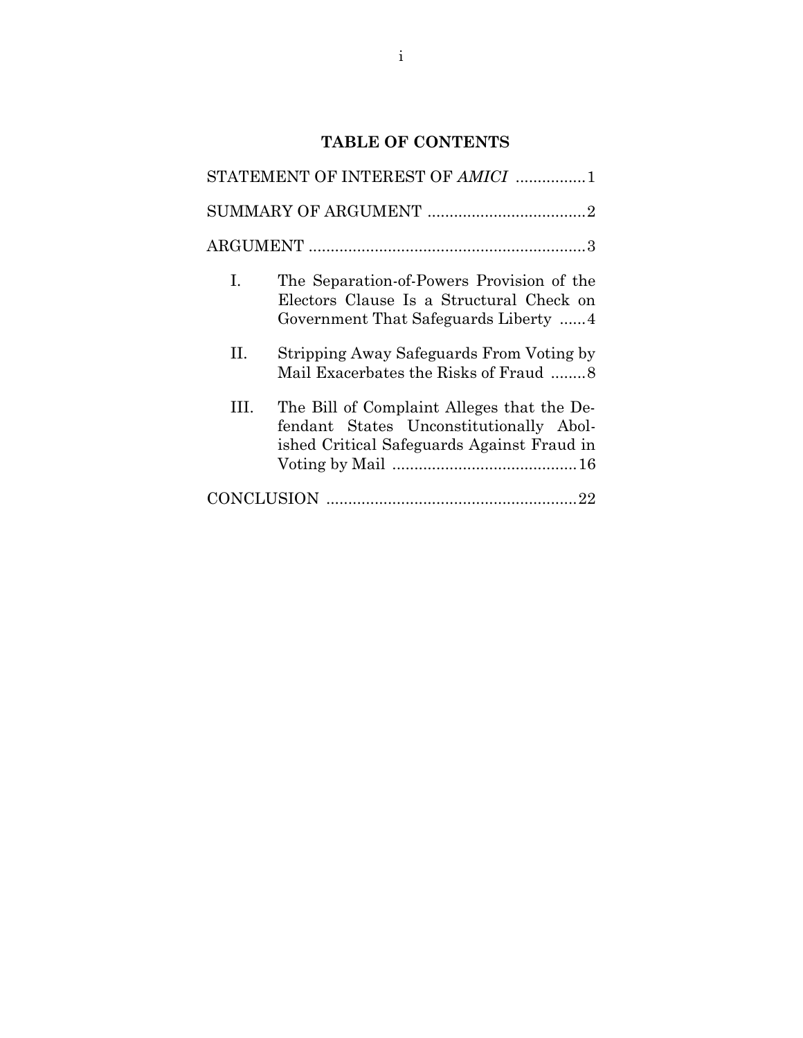## TABLE OF CONTENTS

STATEMENT OF INTEREST OF *AMICI* ................1

SUMMARY OF ARGUMENT ....................................2

ARGUMENT ...............................................................3

I. The Separation-of-Powers Provision of the Electors Clause Is a Structural Check on Government That Safeguards Liberty ......4

II. Stripping Away Safeguards From Voting by Mail Exacerbates the Risks of Fraud ........8

III. The Bill of Complaint Alleges that the Defendant States Unconstitutionally Abolished Critical Safeguards Against Fraud in Voting by Mail ..........................................16

CONCLUSION .........................................................22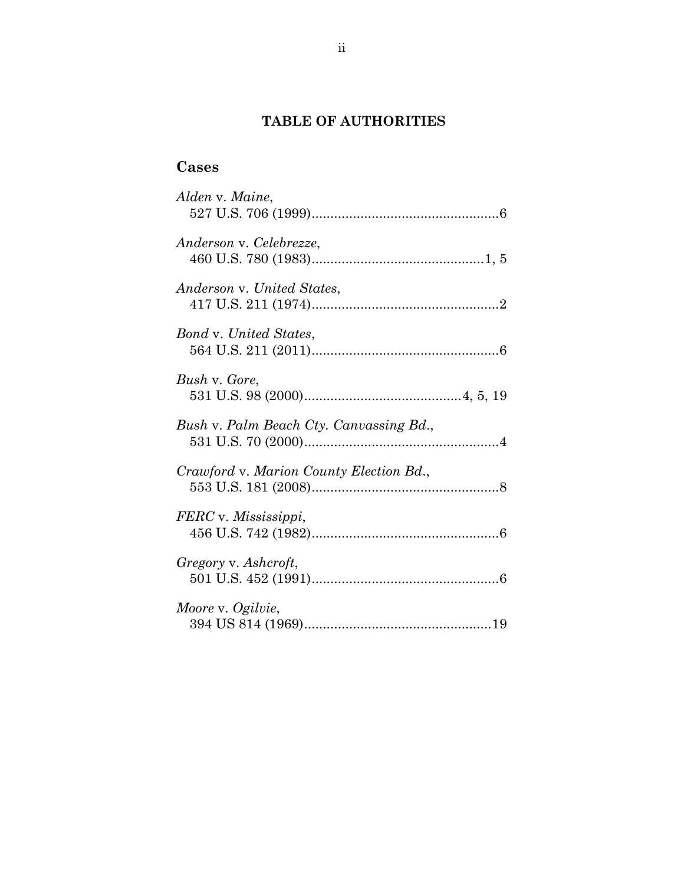# TABLE OF AUTHORITIES

## Cases

*Alden* v. *Maine*,
527 U.S. 706 (1999)..................................................6

*Anderson* v. *Celebrezze*,
460 U.S. 780 (1983)..............................................1, 5

*Anderson* v. *United States*,
417 U.S. 211 (1974)..................................................2

*Bond* v. *United States*,
564 U.S. 211 (2011)..................................................6

*Bush* v. *Gore*,
531 U.S. 98 (2000)..........................................4, 5, 19

*Bush* v. *Palm Beach Cty. Canvassing Bd.*,
531 U.S. 70 (2000)....................................................4

*Crawford* v. *Marion County Election Bd.*,
553 U.S. 181 (2008)..................................................8

*FERC* v. *Mississippi*,
456 U.S. 742 (1982)..................................................6

*Gregory* v. *Ashcroft*,
501 U.S. 452 (1991)..................................................6

*Moore* v. *Ogilvie*,
394 US 814 (1969)..................................................19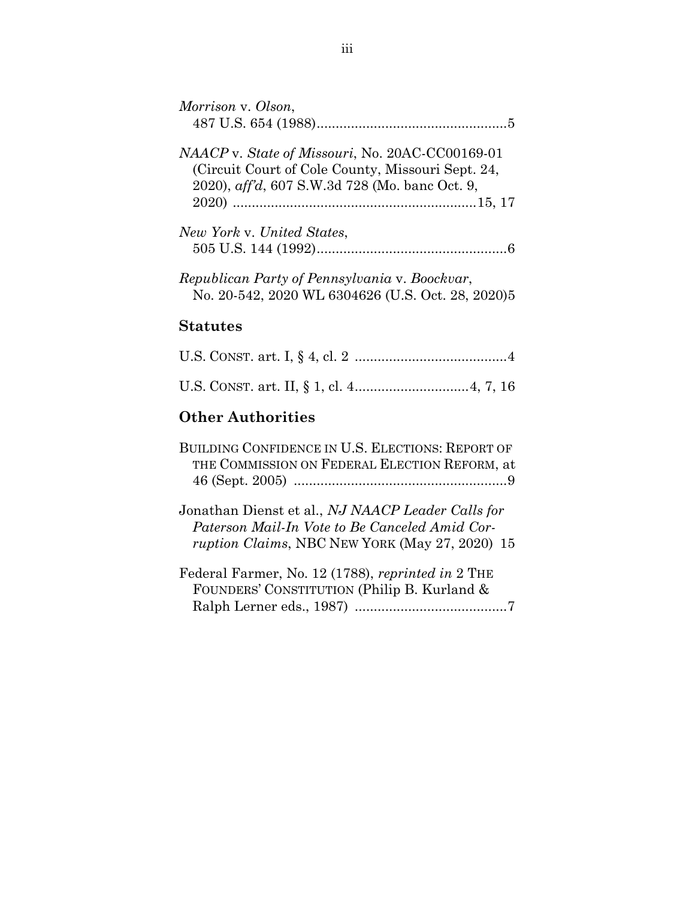*Morrison* v. *Olson*,
487 U.S. 654 (1988)..................................................5

*NAACP* v. *State of Missouri*, No. 20AC-CC00169-01 (Circuit Court of Cole County, Missouri Sept. 24, 2020), *aff'd*, 607 S.W.3d 728 (Mo. banc Oct. 9, 2020) ................................................................15, 17

*New York* v. *United States*,
505 U.S. 144 (1992)..................................................6

*Republican Party of Pennsylvania* v. *Boockvar*,
No. 20-542, 2020 WL 6304626 (U.S. Oct. 28, 2020)5

## Statutes

U.S. CONST. art. I, § 4, cl. 2 ........................................4

U.S. CONST. art. II, § 1, cl. 4..............................4, 7, 16

## Other Authorities

BUILDING CONFIDENCE IN U.S. ELECTIONS: REPORT OF THE COMMISSION ON FEDERAL ELECTION REFORM, at 46 (Sept. 2005) ........................................................9

Jonathan Dienst et al., *NJ NAACP Leader Calls for Paterson Mail-In Vote to Be Canceled Amid Corruption Claims*, NBC NEW YORK (May 27, 2020) 15

Federal Farmer, No. 12 (1788), *reprinted in* 2 THE FOUNDERS' CONSTITUTION (Philip B. Kurland & Ralph Lerner eds., 1987) ........................................7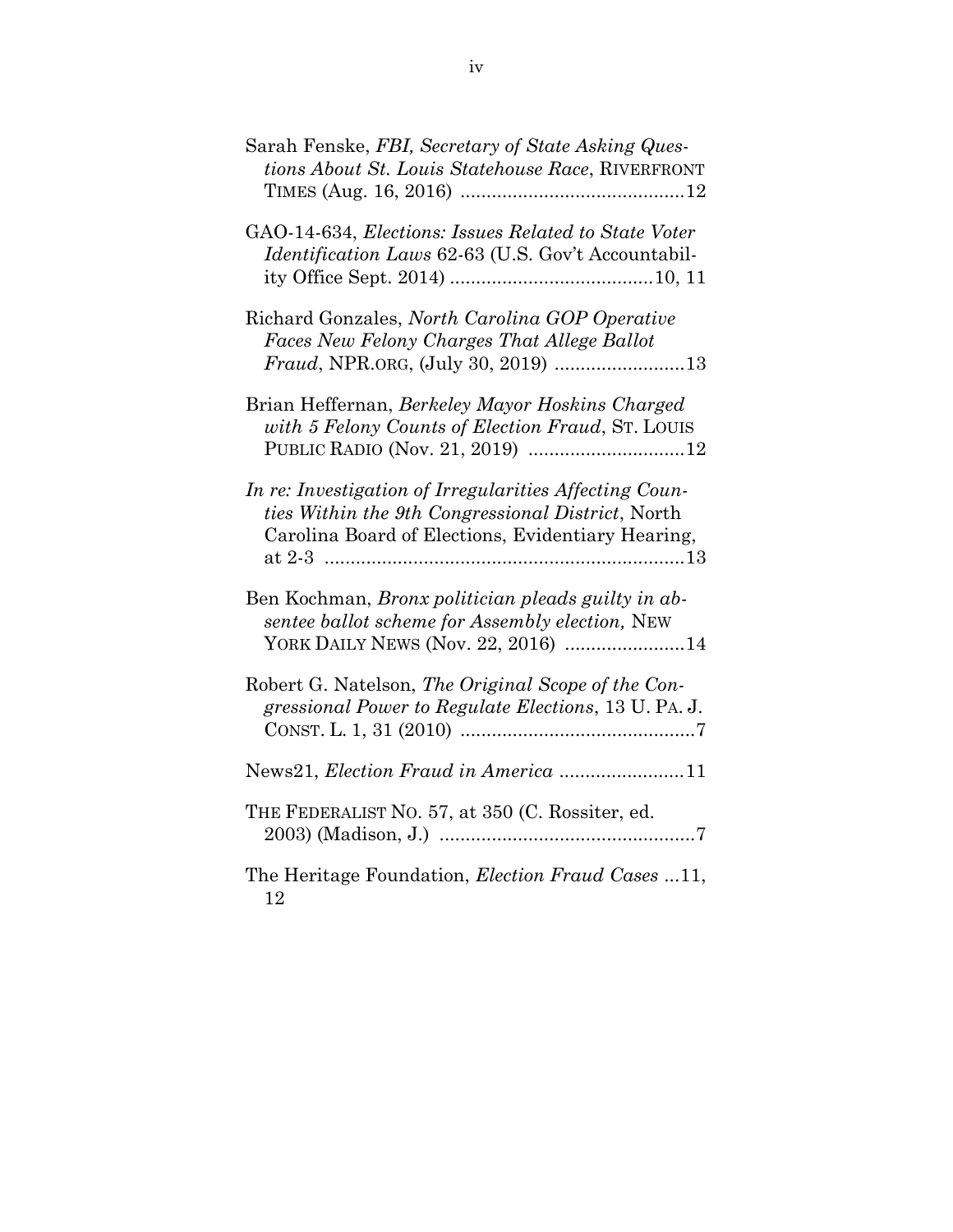Sarah Fenske, *FBI, Secretary of State Asking Questions About St. Louis Statehouse Race*, RIVERFRONT TIMES (Aug. 16, 2016) ...........................................12

GAO-14-634, *Elections: Issues Related to State Voter Identification Laws* 62-63 (U.S. Gov't Accountability Office Sept. 2014) .......................................10, 11

Richard Gonzales, *North Carolina GOP Operative Faces New Felony Charges That Allege Ballot Fraud*, NPR.ORG, (July 30, 2019) .........................13

Brian Heffernan, *Berkeley Mayor Hoskins Charged with 5 Felony Counts of Election Fraud*, ST. LOUIS PUBLIC RADIO (Nov. 21, 2019) ..............................12

*In re: Investigation of Irregularities Affecting Counties Within the 9th Congressional District*, North Carolina Board of Elections, Evidentiary Hearing, at 2-3 .....................................................................13

Ben Kochman, *Bronx politician pleads guilty in absentee ballot scheme for Assembly election,* NEW YORK DAILY NEWS (Nov. 22, 2016) .......................14

Robert G. Natelson, *The Original Scope of the Congressional Power to Regulate Elections*, 13 U. PA. J. CONST. L. 1, 31 (2010) .............................................7

News21, *Election Fraud in America* ........................11

THE FEDERALIST NO. 57, at 350 (C. Rossiter, ed. 2003) (Madison, J.) .................................................7

The Heritage Foundation, *Election Fraud Cases* ...11, 12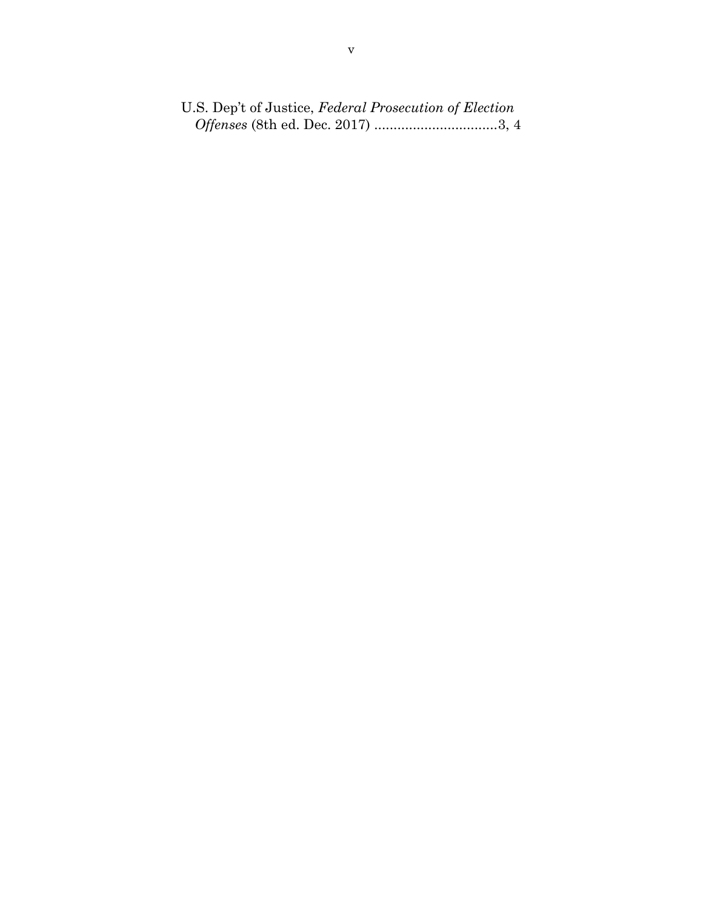U.S. Dep't of Justice, *Federal Prosecution of Election Offenses* (8th ed. Dec. 2017) ................................3, 4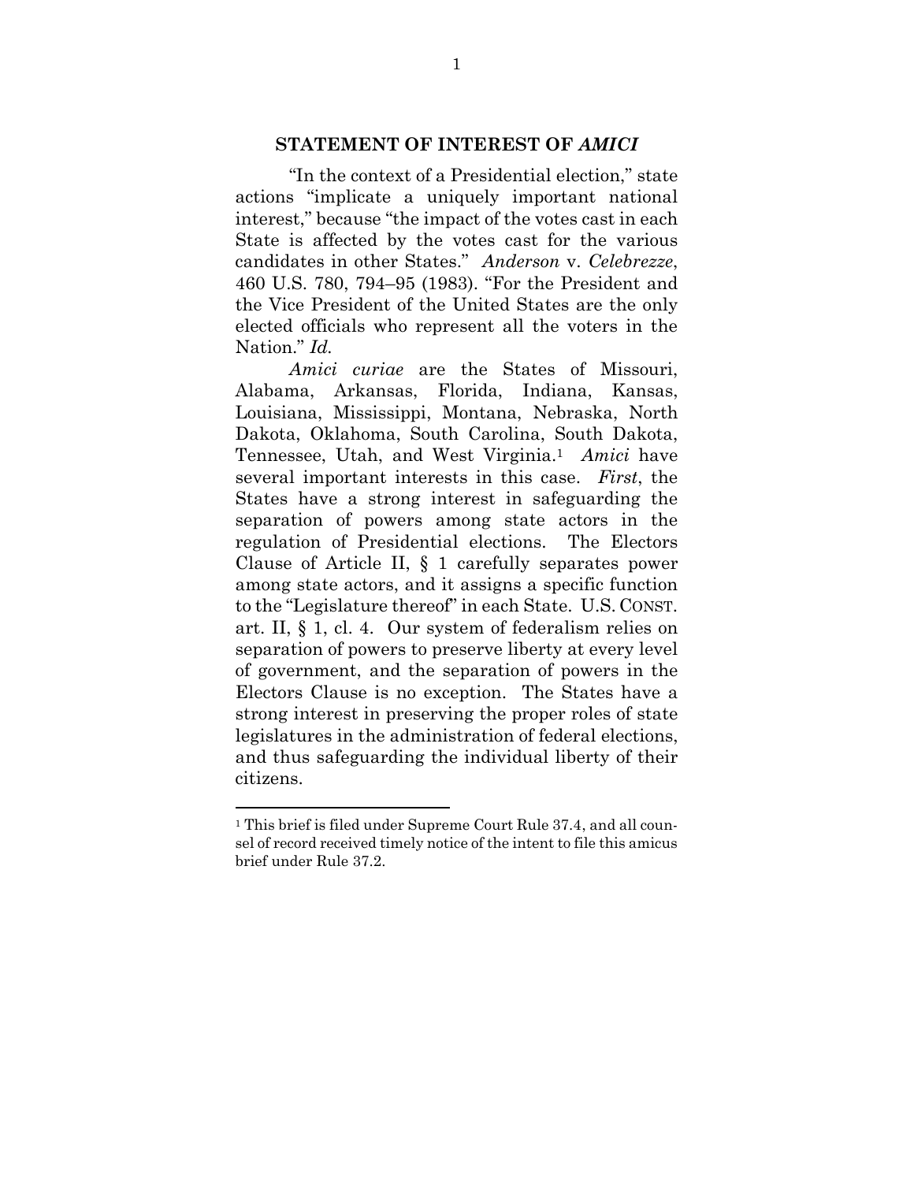## STATEMENT OF INTEREST OF *AMICI*

"In the context of a Presidential election," state actions "implicate a uniquely important national interest," because "the impact of the votes cast in each State is affected by the votes cast for the various candidates in other States." *Anderson* v. *Celebrezze*, 460 U.S. 780, 794–95 (1983). "For the President and the Vice President of the United States are the only elected officials who represent all the voters in the Nation." *Id.*

*Amici curiae* are the States of Missouri, Alabama, Arkansas, Florida, Indiana, Kansas, Louisiana, Mississippi, Montana, Nebraska, North Dakota, Oklahoma, South Carolina, South Dakota, Tennessee, Utah, and West Virginia.[1] *Amici* have several important interests in this case. *First*, the States have a strong interest in safeguarding the separation of powers among state actors in the regulation of Presidential elections. The Electors Clause of Article II, § 1 carefully separates power among state actors, and it assigns a specific function to the "Legislature thereof" in each State. U.S. CONST. art. II, § 1, cl. 4. Our system of federalism relies on separation of powers to preserve liberty at every level of government, and the separation of powers in the Electors Clause is no exception. The States have a strong interest in preserving the proper roles of state legislatures in the administration of federal elections, and thus safeguarding the individual liberty of their citizens.

---

[1] This brief is filed under Supreme Court Rule 37.4, and all counsel of record received timely notice of the intent to file this amicus brief under Rule 37.2.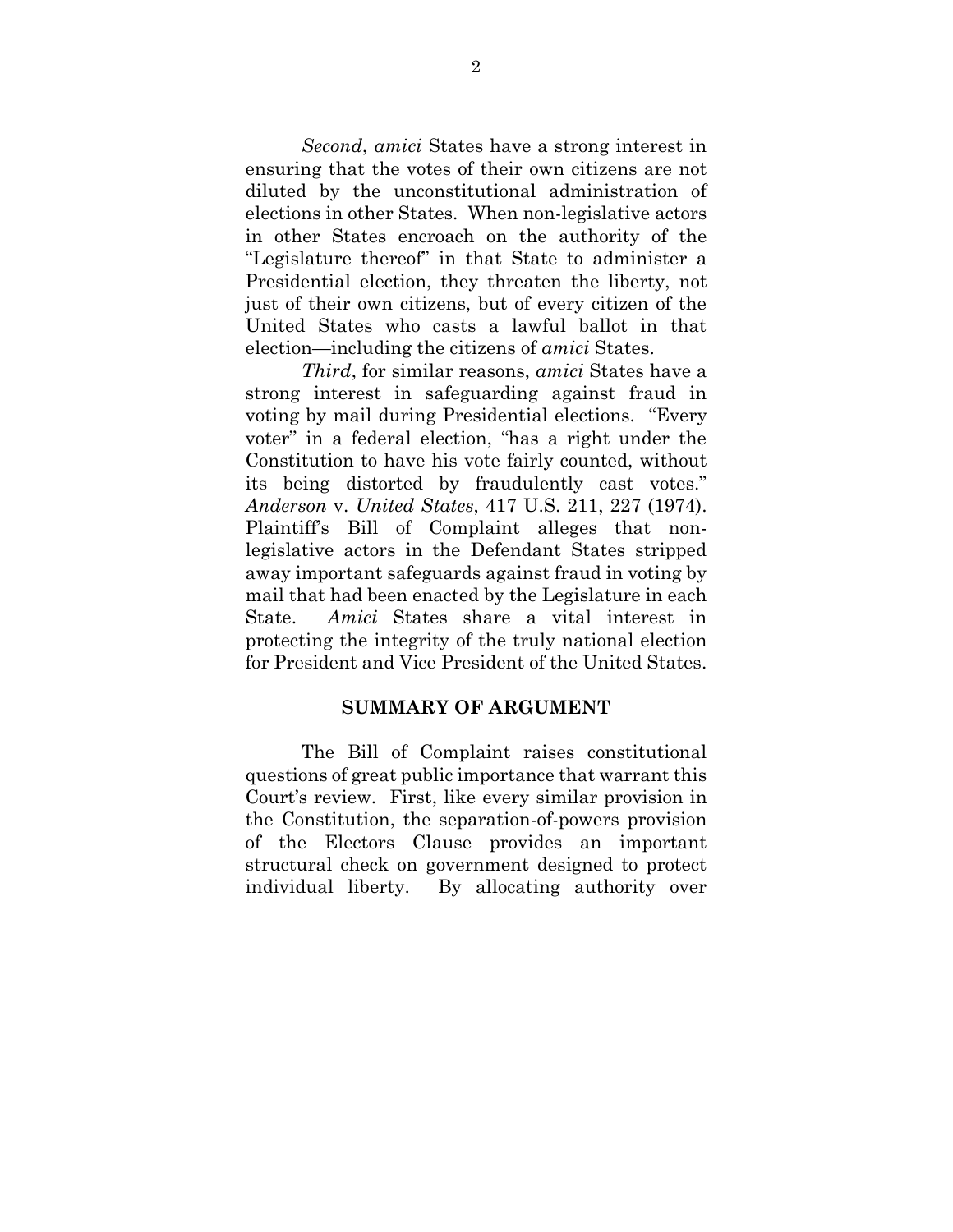*Second*, *amici* States have a strong interest in ensuring that the votes of their own citizens are not diluted by the unconstitutional administration of elections in other States. When non-legislative actors in other States encroach on the authority of the "Legislature thereof" in that State to administer a Presidential election, they threaten the liberty, not just of their own citizens, but of every citizen of the United States who casts a lawful ballot in that election—including the citizens of *amici* States.

*Third*, for similar reasons, *amici* States have a strong interest in safeguarding against fraud in voting by mail during Presidential elections. "Every voter" in a federal election, "has a right under the Constitution to have his vote fairly counted, without its being distorted by fraudulently cast votes." *Anderson* v. *United States*, 417 U.S. 211, 227 (1974). Plaintiff's Bill of Complaint alleges that non-legislative actors in the Defendant States stripped away important safeguards against fraud in voting by mail that had been enacted by the Legislature in each State. *Amici* States share a vital interest in protecting the integrity of the truly national election for President and Vice President of the United States.

## SUMMARY OF ARGUMENT

The Bill of Complaint raises constitutional questions of great public importance that warrant this Court's review. First, like every similar provision in the Constitution, the separation-of-powers provision of the Electors Clause provides an important structural check on government designed to protect individual liberty. By allocating authority over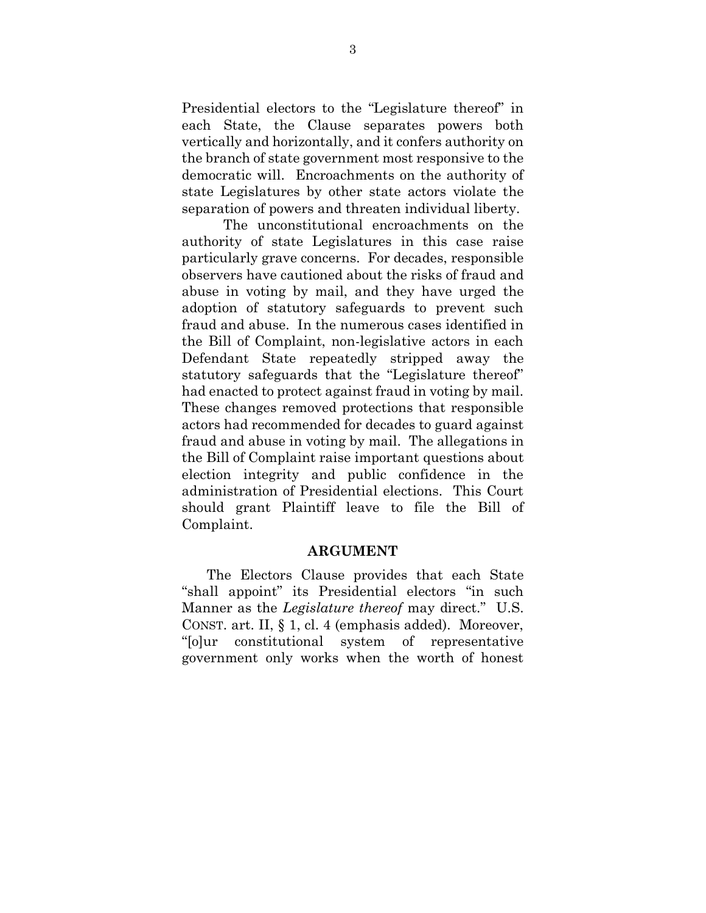Presidential electors to the "Legislature thereof" in each State, the Clause separates powers both vertically and horizontally, and it confers authority on the branch of state government most responsive to the democratic will. Encroachments on the authority of state Legislatures by other state actors violate the separation of powers and threaten individual liberty.

The unconstitutional encroachments on the authority of state Legislatures in this case raise particularly grave concerns. For decades, responsible observers have cautioned about the risks of fraud and abuse in voting by mail, and they have urged the adoption of statutory safeguards to prevent such fraud and abuse. In the numerous cases identified in the Bill of Complaint, non-legislative actors in each Defendant State repeatedly stripped away the statutory safeguards that the "Legislature thereof" had enacted to protect against fraud in voting by mail. These changes removed protections that responsible actors had recommended for decades to guard against fraud and abuse in voting by mail. The allegations in the Bill of Complaint raise important questions about election integrity and public confidence in the administration of Presidential elections. This Court should grant Plaintiff leave to file the Bill of Complaint.

## ARGUMENT

The Electors Clause provides that each State "shall appoint" its Presidential electors "in such Manner as the *Legislature thereof* may direct." U.S. CONST. art. II, § 1, cl. 4 (emphasis added). Moreover, "[o]ur constitutional system of representative government only works when the worth of honest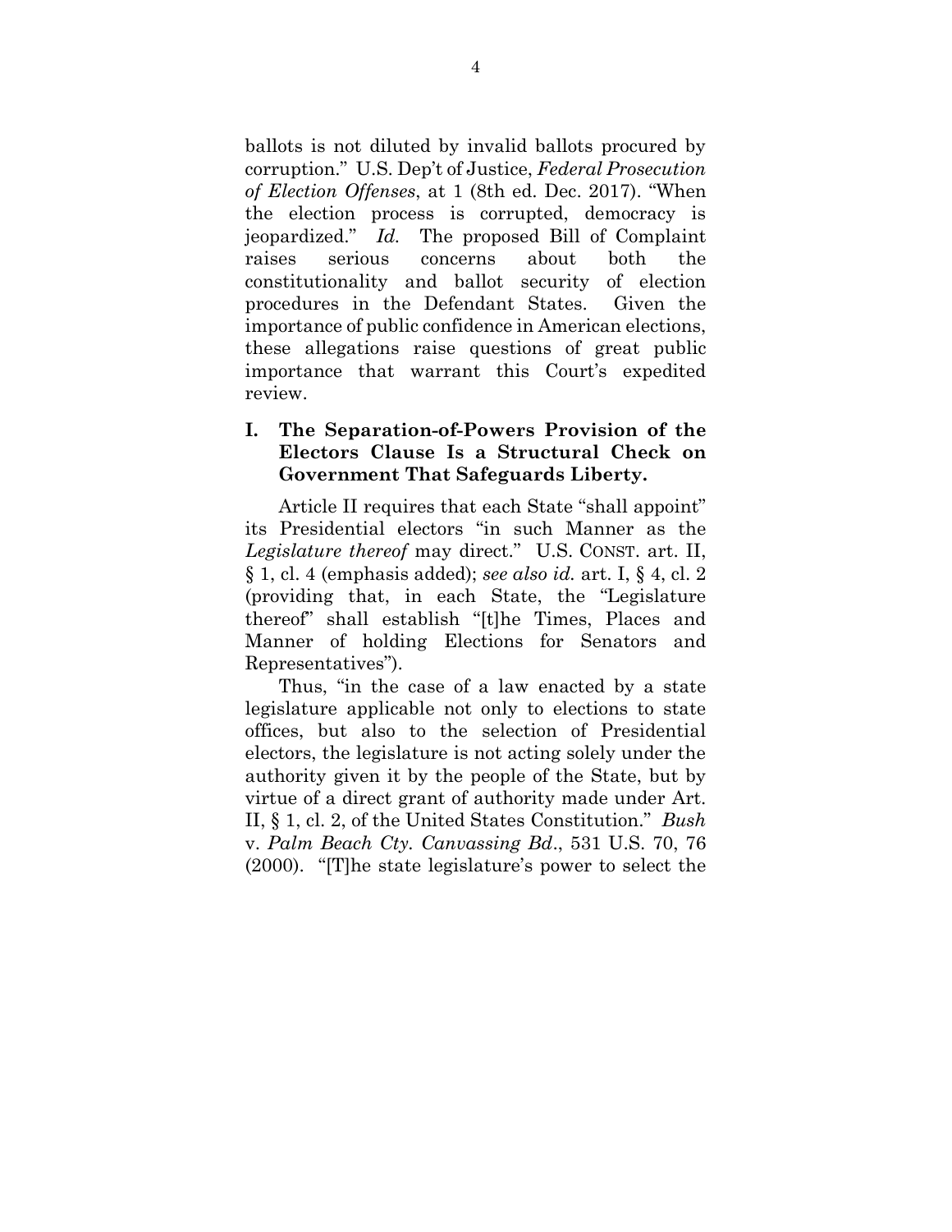ballots is not diluted by invalid ballots procured by corruption." U.S. Dep't of Justice, *Federal Prosecution of Election Offenses*, at 1 (8th ed. Dec. 2017). "When the election process is corrupted, democracy is jeopardized." *Id.* The proposed Bill of Complaint raises serious concerns about both the constitutionality and ballot security of election procedures in the Defendant States. Given the importance of public confidence in American elections, these allegations raise questions of great public importance that warrant this Court's expedited review.

## I. The Separation-of-Powers Provision of the Electors Clause Is a Structural Check on Government That Safeguards Liberty.

Article II requires that each State "shall appoint" its Presidential electors "in such Manner as the *Legislature thereof* may direct." U.S. CONST. art. II, § 1, cl. 4 (emphasis added); *see also id.* art. I, § 4, cl. 2 (providing that, in each State, the "Legislature thereof" shall establish "[t]he Times, Places and Manner of holding Elections for Senators and Representatives").

Thus, "in the case of a law enacted by a state legislature applicable not only to elections to state offices, but also to the selection of Presidential electors, the legislature is not acting solely under the authority given it by the people of the State, but by virtue of a direct grant of authority made under Art. II, § 1, cl. 2, of the United States Constitution." *Bush* v. *Palm Beach Cty. Canvassing Bd*., 531 U.S. 70, 76 (2000). "[T]he state legislature's power to select the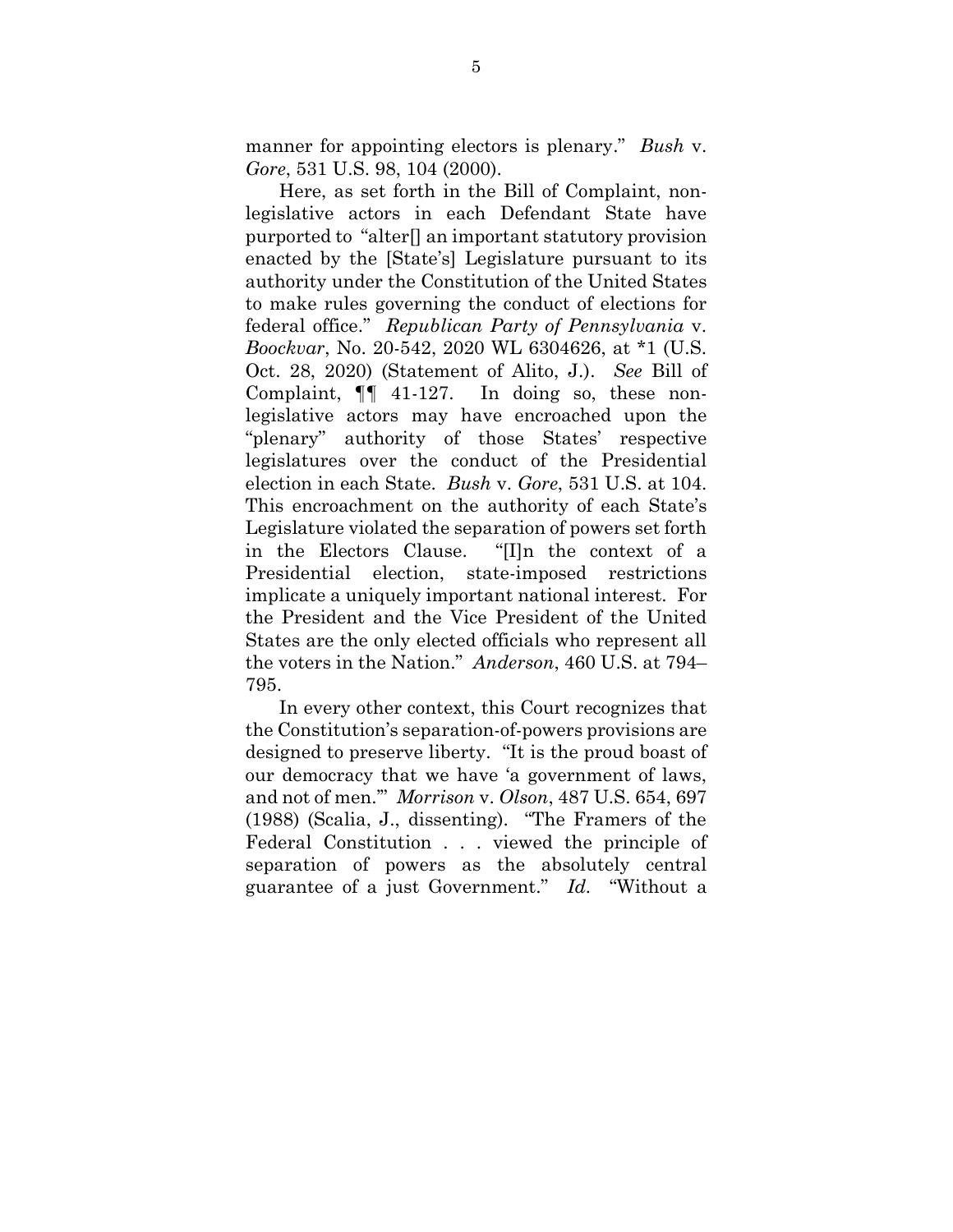manner for appointing electors is plenary." *Bush* v. *Gore*, 531 U.S. 98, 104 (2000).

Here, as set forth in the Bill of Complaint, non-legislative actors in each Defendant State have purported to "alter[] an important statutory provision enacted by the [State's] Legislature pursuant to its authority under the Constitution of the United States to make rules governing the conduct of elections for federal office." *Republican Party of Pennsylvania* v. *Boockvar*, No. 20-542, 2020 WL 6304626, at *1 (U.S. Oct. 28, 2020) (Statement of Alito, J.). *See* Bill of Complaint, ¶¶ 41-127. In doing so, these non-legislative actors may have encroached upon the "plenary" authority of those States' respective legislatures over the conduct of the Presidential election in each State. *Bush* v. *Gore*, 531 U.S. at 104. This encroachment on the authority of each State's Legislature violated the separation of powers set forth in the Electors Clause. "[I]n the context of a Presidential election, state-imposed restrictions implicate a uniquely important national interest. For the President and the Vice President of the United States are the only elected officials who represent all the voters in the Nation." *Anderson*, 460 U.S. at 794–795.

In every other context, this Court recognizes that the Constitution's separation-of-powers provisions are designed to preserve liberty. "It is the proud boast of our democracy that we have 'a government of laws, and not of men.'" *Morrison* v. *Olson*, 487 U.S. 654, 697 (1988) (Scalia, J., dissenting). "The Framers of the Federal Constitution . . . viewed the principle of separation of powers as the absolutely central guarantee of a just Government." *Id.* "Without a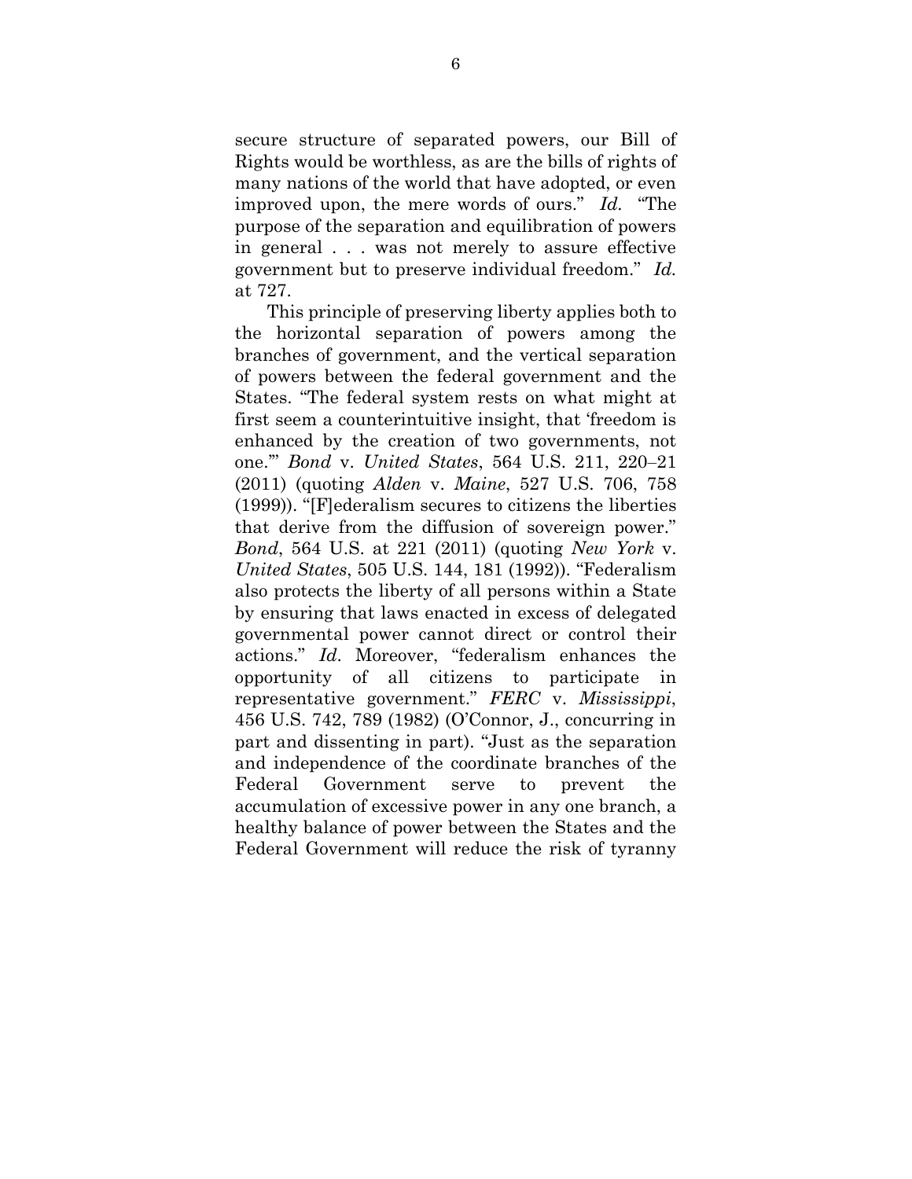secure structure of separated powers, our Bill of Rights would be worthless, as are the bills of rights of many nations of the world that have adopted, or even improved upon, the mere words of ours." *Id.* "The purpose of the separation and equilibration of powers in general . . . was not merely to assure effective government but to preserve individual freedom." *Id.* at 727.

This principle of preserving liberty applies both to the horizontal separation of powers among the branches of government, and the vertical separation of powers between the federal government and the States. "The federal system rests on what might at first seem a counterintuitive insight, that 'freedom is enhanced by the creation of two governments, not one.'" *Bond* v. *United States*, 564 U.S. 211, 220–21 (2011) (quoting *Alden* v. *Maine*, 527 U.S. 706, 758 (1999)). "[F]ederalism secures to citizens the liberties that derive from the diffusion of sovereign power." *Bond*, 564 U.S. at 221 (2011) (quoting *New York* v. *United States*, 505 U.S. 144, 181 (1992)). "Federalism also protects the liberty of all persons within a State by ensuring that laws enacted in excess of delegated governmental power cannot direct or control their actions." *Id*. Moreover, "federalism enhances the opportunity of all citizens to participate in representative government." *FERC* v. *Mississippi*, 456 U.S. 742, 789 (1982) (O'Connor, J., concurring in part and dissenting in part). "Just as the separation and independence of the coordinate branches of the Federal Government serve to prevent the accumulation of excessive power in any one branch, a healthy balance of power between the States and the Federal Government will reduce the risk of tyranny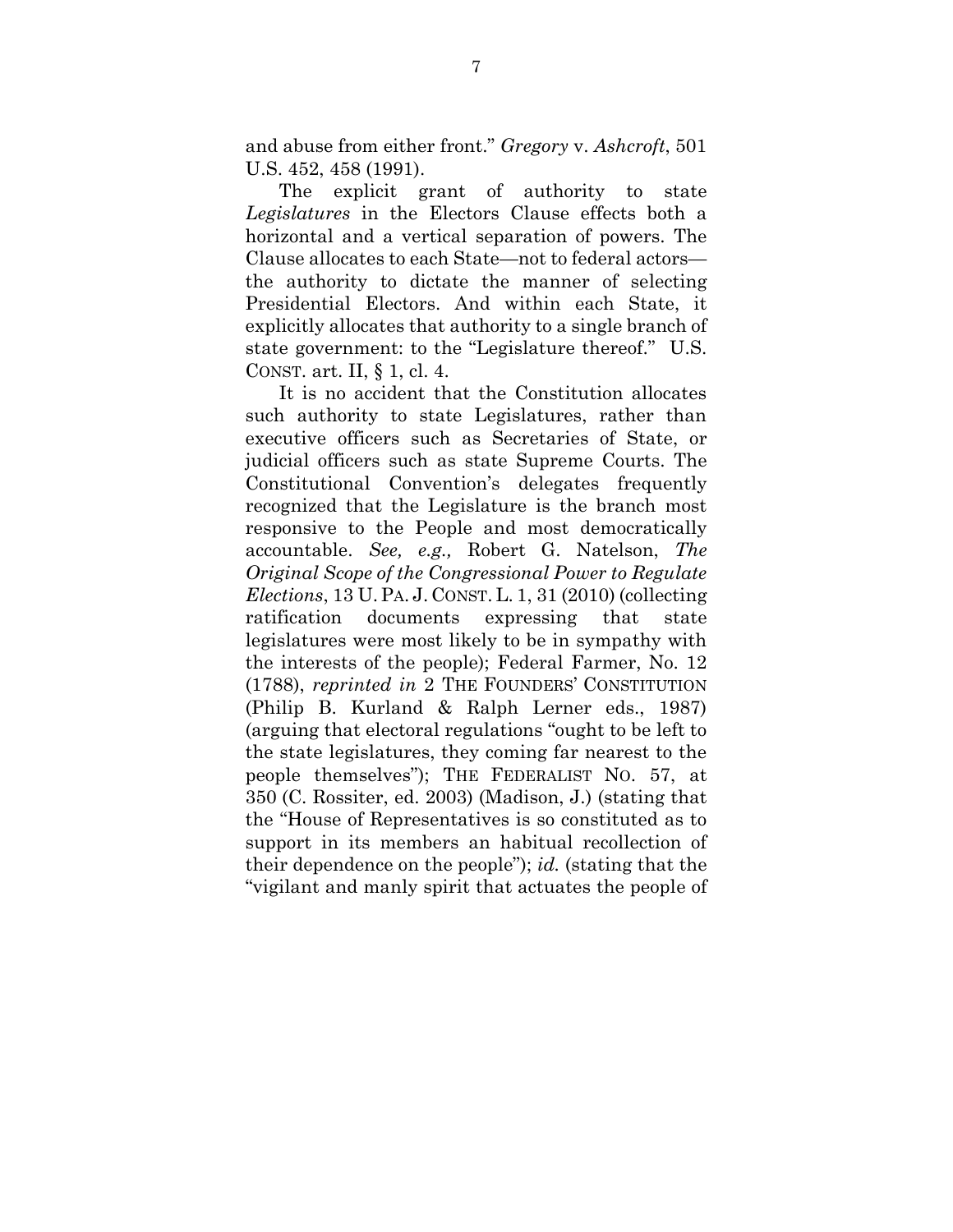and abuse from either front." *Gregory* v. *Ashcroft*, 501 U.S. 452, 458 (1991).

The explicit grant of authority to state *Legislatures* in the Electors Clause effects both a horizontal and a vertical separation of powers. The Clause allocates to each State—not to federal actors—the authority to dictate the manner of selecting Presidential Electors. And within each State, it explicitly allocates that authority to a single branch of state government: to the "Legislature thereof." U.S. CONST. art. II, § 1, cl. 4.

It is no accident that the Constitution allocates such authority to state Legislatures, rather than executive officers such as Secretaries of State, or judicial officers such as state Supreme Courts. The Constitutional Convention's delegates frequently recognized that the Legislature is the branch most responsive to the People and most democratically accountable. *See, e.g.,* Robert G. Natelson, *The Original Scope of the Congressional Power to Regulate Elections*, 13 U. PA. J. CONST. L. 1, 31 (2010) (collecting ratification documents expressing that state legislatures were most likely to be in sympathy with the interests of the people); Federal Farmer, No. 12 (1788), *reprinted in* 2 THE FOUNDERS' CONSTITUTION (Philip B. Kurland & Ralph Lerner eds., 1987) (arguing that electoral regulations "ought to be left to the state legislatures, they coming far nearest to the people themselves"); THE FEDERALIST NO. 57, at 350 (C. Rossiter, ed. 2003) (Madison, J.) (stating that the "House of Representatives is so constituted as to support in its members an habitual recollection of their dependence on the people"); *id.* (stating that the "vigilant and manly spirit that actuates the people of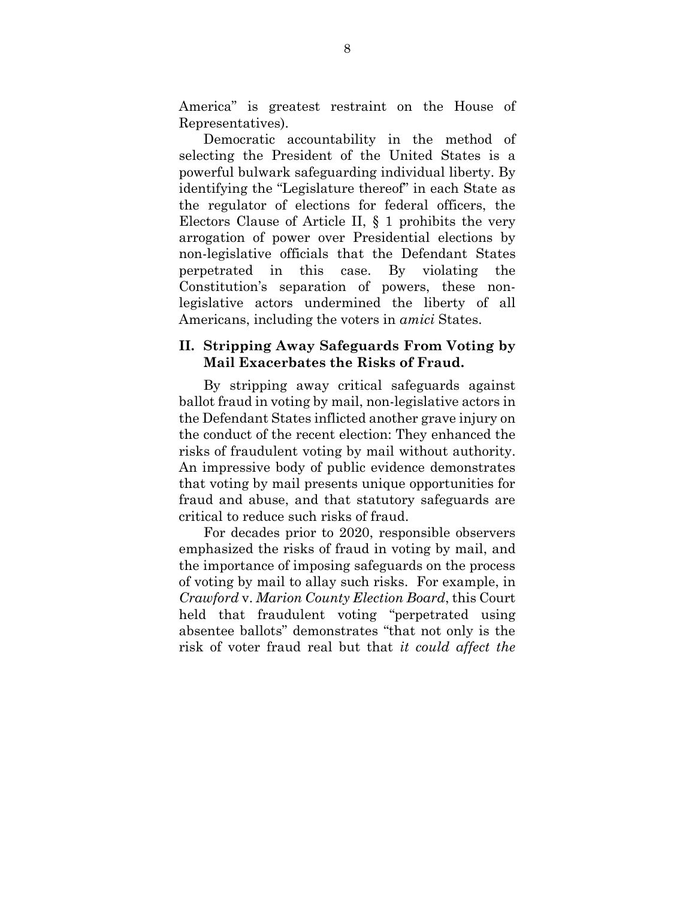America" is greatest restraint on the House of Representatives).

Democratic accountability in the method of selecting the President of the United States is a powerful bulwark safeguarding individual liberty. By identifying the "Legislature thereof" in each State as the regulator of elections for federal officers, the Electors Clause of Article II, § 1 prohibits the very arrogation of power over Presidential elections by non-legislative officials that the Defendant States perpetrated in this case. By violating the Constitution's separation of powers, these non-legislative actors undermined the liberty of all Americans, including the voters in *amici* States.

## II. Stripping Away Safeguards From Voting by Mail Exacerbates the Risks of Fraud.

By stripping away critical safeguards against ballot fraud in voting by mail, non-legislative actors in the Defendant States inflicted another grave injury on the conduct of the recent election: They enhanced the risks of fraudulent voting by mail without authority. An impressive body of public evidence demonstrates that voting by mail presents unique opportunities for fraud and abuse, and that statutory safeguards are critical to reduce such risks of fraud.

For decades prior to 2020, responsible observers emphasized the risks of fraud in voting by mail, and the importance of imposing safeguards on the process of voting by mail to allay such risks. For example, in *Crawford* v. *Marion County Election Board*, this Court held that fraudulent voting "perpetrated using absentee ballots" demonstrates "that not only is the risk of voter fraud real but that *it could affect the*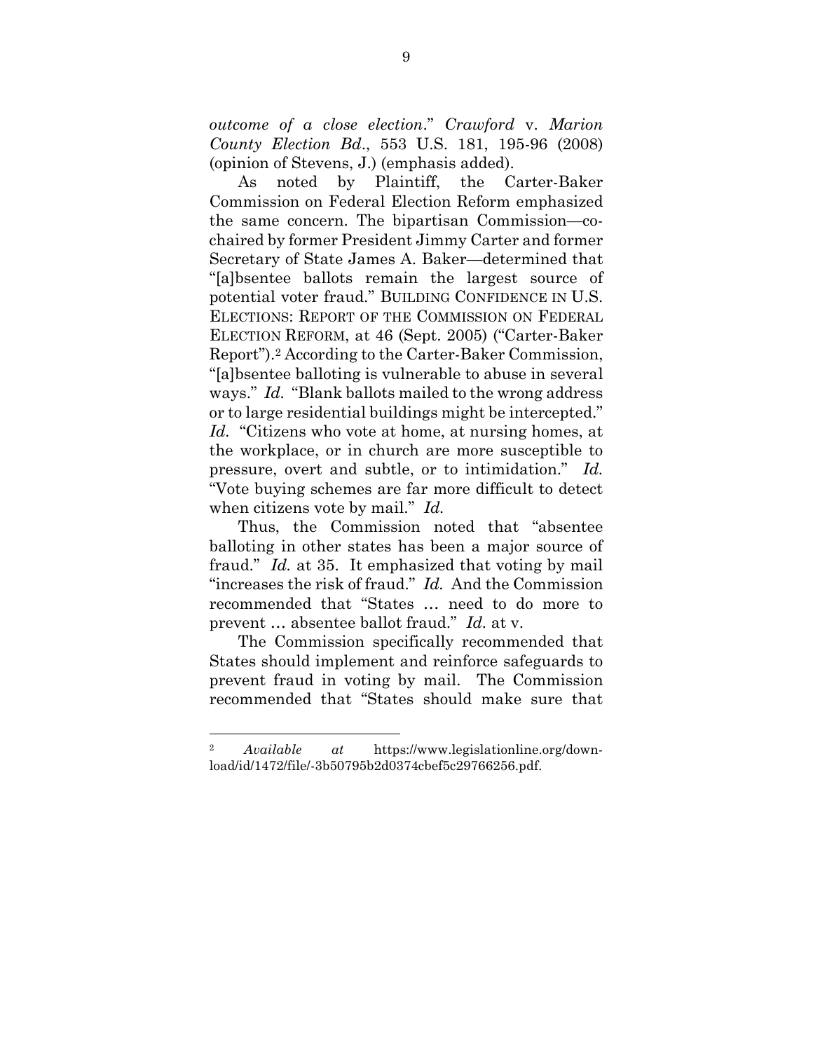*outcome of a close election*." *Crawford* v. *Marion County Election Bd*., 553 U.S. 181, 195-96 (2008) (opinion of Stevens, J.) (emphasis added).

As noted by Plaintiff, the Carter-Baker Commission on Federal Election Reform emphasized the same concern. The bipartisan Commission—co-chaired by former President Jimmy Carter and former Secretary of State James A. Baker—determined that "[a]bsentee ballots remain the largest source of potential voter fraud." BUILDING CONFIDENCE IN U.S. ELECTIONS: REPORT OF THE COMMISSION ON FEDERAL ELECTION REFORM, at 46 (Sept. 2005) ("Carter-Baker Report").[2] According to the Carter-Baker Commission, "[a]bsentee balloting is vulnerable to abuse in several ways." *Id.* "Blank ballots mailed to the wrong address or to large residential buildings might be intercepted." *Id.* "Citizens who vote at home, at nursing homes, at the workplace, or in church are more susceptible to pressure, overt and subtle, or to intimidation." *Id.* "Vote buying schemes are far more difficult to detect when citizens vote by mail." *Id.*

Thus, the Commission noted that "absentee balloting in other states has been a major source of fraud." *Id.* at 35. It emphasized that voting by mail "increases the risk of fraud." *Id.* And the Commission recommended that "States … need to do more to prevent … absentee ballot fraud." *Id.* at v.

The Commission specifically recommended that States should implement and reinforce safeguards to prevent fraud in voting by mail. The Commission recommended that "States should make sure that

---

[2] *Available at* https://www.legislationline.org/download/id/1472/file/-3b50795b2d0374cbef5c29766256.pdf.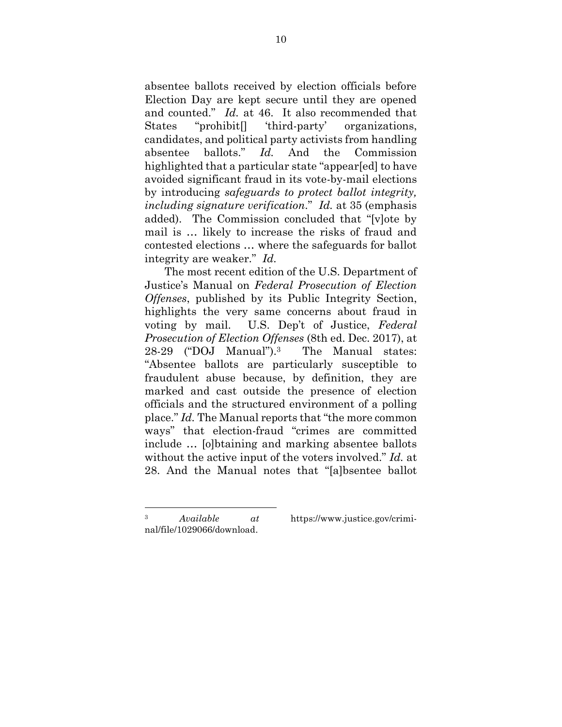absentee ballots received by election officials before Election Day are kept secure until they are opened and counted." *Id.* at 46. It also recommended that States "prohibit[] 'third-party' organizations, candidates, and political party activists from handling absentee ballots." *Id.* And the Commission highlighted that a particular state "appear[ed] to have avoided significant fraud in its vote-by-mail elections by introducing *safeguards to protect ballot integrity, including signature verification*." *Id.* at 35 (emphasis added). The Commission concluded that "[v]ote by mail is … likely to increase the risks of fraud and contested elections … where the safeguards for ballot integrity are weaker." *Id.*

The most recent edition of the U.S. Department of Justice's Manual on *Federal Prosecution of Election Offenses*, published by its Public Integrity Section, highlights the very same concerns about fraud in voting by mail. U.S. Dep't of Justice, *Federal Prosecution of Election Offenses* (8th ed. Dec. 2017), at 28-29 ("DOJ Manual").[3] The Manual states: "Absentee ballots are particularly susceptible to fraudulent abuse because, by definition, they are marked and cast outside the presence of election officials and the structured environment of a polling place." *Id.* The Manual reports that "the more common ways" that election-fraud "crimes are committed include … [o]btaining and marking absentee ballots without the active input of the voters involved." *Id.* at 28. And the Manual notes that "[a]bsentee ballot

---

[3] *Available at* https://www.justice.gov/criminal/file/1029066/download.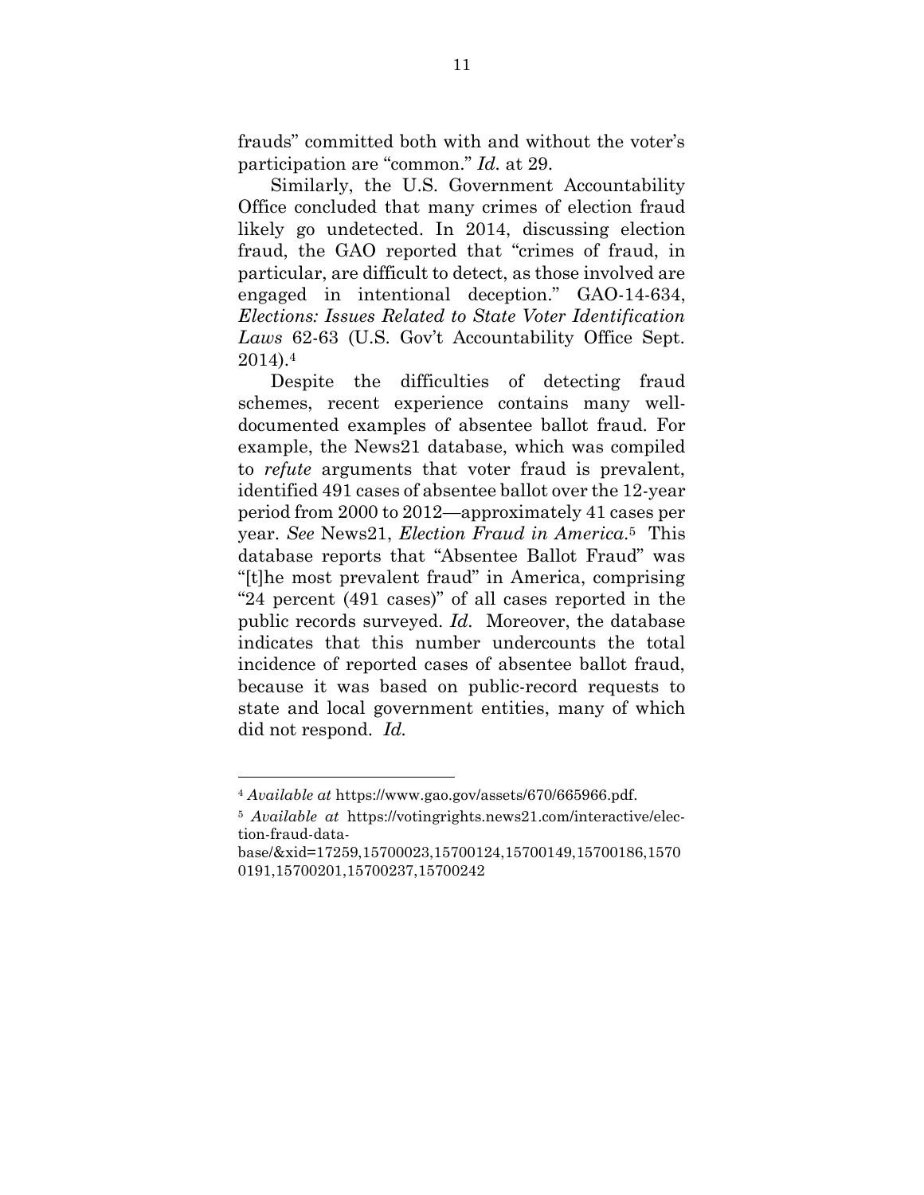frauds" committed both with and without the voter's participation are "common." *Id.* at 29.

Similarly, the U.S. Government Accountability Office concluded that many crimes of election fraud likely go undetected. In 2014, discussing election fraud, the GAO reported that "crimes of fraud, in particular, are difficult to detect, as those involved are engaged in intentional deception." GAO-14-634, *Elections: Issues Related to State Voter Identification Laws* 62-63 (U.S. Gov't Accountability Office Sept. 2014).[4]

Despite the difficulties of detecting fraud schemes, recent experience contains many well-documented examples of absentee ballot fraud. For example, the News21 database, which was compiled to *refute* arguments that voter fraud is prevalent, identified 491 cases of absentee ballot over the 12-year period from 2000 to 2012—approximately 41 cases per year. *See* News21, *Election Fraud in America*.[5] This database reports that "Absentee Ballot Fraud" was "[t]he most prevalent fraud" in America, comprising "24 percent (491 cases)" of all cases reported in the public records surveyed. *Id.* Moreover, the database indicates that this number undercounts the total incidence of reported cases of absentee ballot fraud, because it was based on public-record requests to state and local government entities, many of which did not respond. *Id.*

---

[4] *Available at* https://www.gao.gov/assets/670/665966.pdf.

[5] *Available at* https://votingrights.news21.com/interactive/election-fraud-database/&xid=17259,15700023,15700124,15700149,15700186,15700191,15700201,15700237,15700242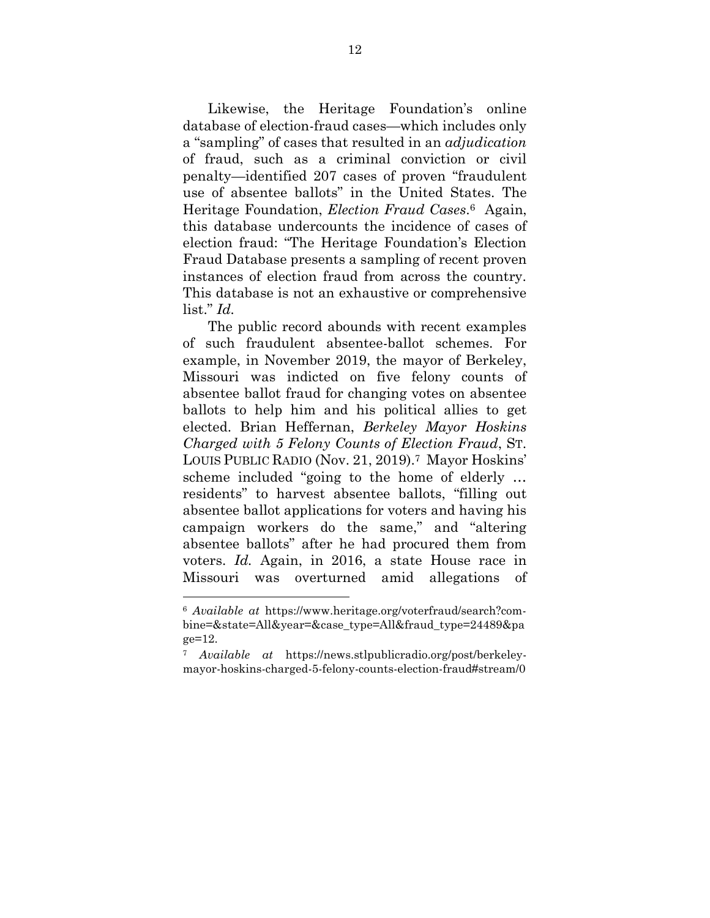Likewise, the Heritage Foundation's online database of election-fraud cases—which includes only a "sampling" of cases that resulted in an *adjudication* of fraud, such as a criminal conviction or civil penalty—identified 207 cases of proven "fraudulent use of absentee ballots" in the United States. The Heritage Foundation, *Election Fraud Cases*.[6] Again, this database undercounts the incidence of cases of election fraud: "The Heritage Foundation's Election Fraud Database presents a sampling of recent proven instances of election fraud from across the country. This database is not an exhaustive or comprehensive list." *Id.*

The public record abounds with recent examples of such fraudulent absentee-ballot schemes. For example, in November 2019, the mayor of Berkeley, Missouri was indicted on five felony counts of absentee ballot fraud for changing votes on absentee ballots to help him and his political allies to get elected. Brian Heffernan, *Berkeley Mayor Hoskins Charged with 5 Felony Counts of Election Fraud*, ST. LOUIS PUBLIC RADIO (Nov. 21, 2019).[7] Mayor Hoskins' scheme included "going to the home of elderly … residents" to harvest absentee ballots, "filling out absentee ballot applications for voters and having his campaign workers do the same," and "altering absentee ballots" after he had procured them from voters. *Id.* Again, in 2016, a state House race in Missouri was overturned amid allegations of

---

[6] *Available at* https://www.heritage.org/voterfraud/search?combine=&state=All&year=&case_type=All&fraud_type=24489&page=12.

[7] *Available at* https://news.stlpublicradio.org/post/berkeley-mayor-hoskins-charged-5-felony-counts-election-fraud#stream/0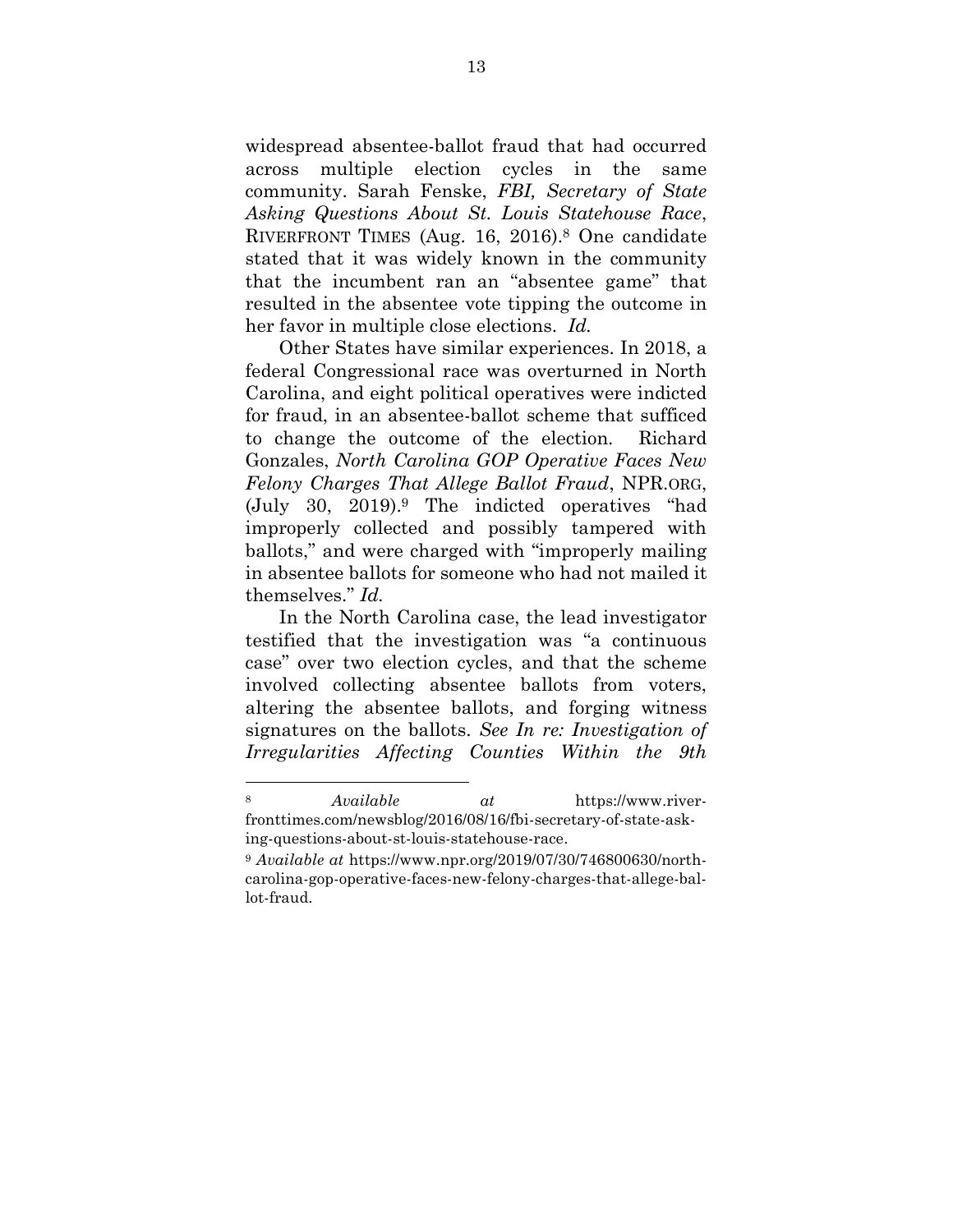widespread absentee-ballot fraud that had occurred across multiple election cycles in the same community. Sarah Fenske, *FBI, Secretary of State Asking Questions About St. Louis Statehouse Race*, RIVERFRONT TIMES (Aug. 16, 2016).[8] One candidate stated that it was widely known in the community that the incumbent ran an "absentee game" that resulted in the absentee vote tipping the outcome in her favor in multiple close elections. *Id.*

Other States have similar experiences. In 2018, a federal Congressional race was overturned in North Carolina, and eight political operatives were indicted for fraud, in an absentee-ballot scheme that sufficed to change the outcome of the election. Richard Gonzales, *North Carolina GOP Operative Faces New Felony Charges That Allege Ballot Fraud*, NPR.ORG, (July 30, 2019).[9] The indicted operatives "had improperly collected and possibly tampered with ballots," and were charged with "improperly mailing in absentee ballots for someone who had not mailed it themselves." *Id.*

In the North Carolina case, the lead investigator testified that the investigation was "a continuous case" over two election cycles, and that the scheme involved collecting absentee ballots from voters, altering the absentee ballots, and forging witness signatures on the ballots. *See In re: Investigation of Irregularities Affecting Counties Within the 9th*

---

[8] *Available at* https://www.riverfronttimes.com/newsblog/2016/08/16/fbi-secretary-of-state-asking-questions-about-st-louis-statehouse-race.

[9] *Available at* https://www.npr.org/2019/07/30/746800630/north-carolina-gop-operative-faces-new-felony-charges-that-allege-ballot-fraud.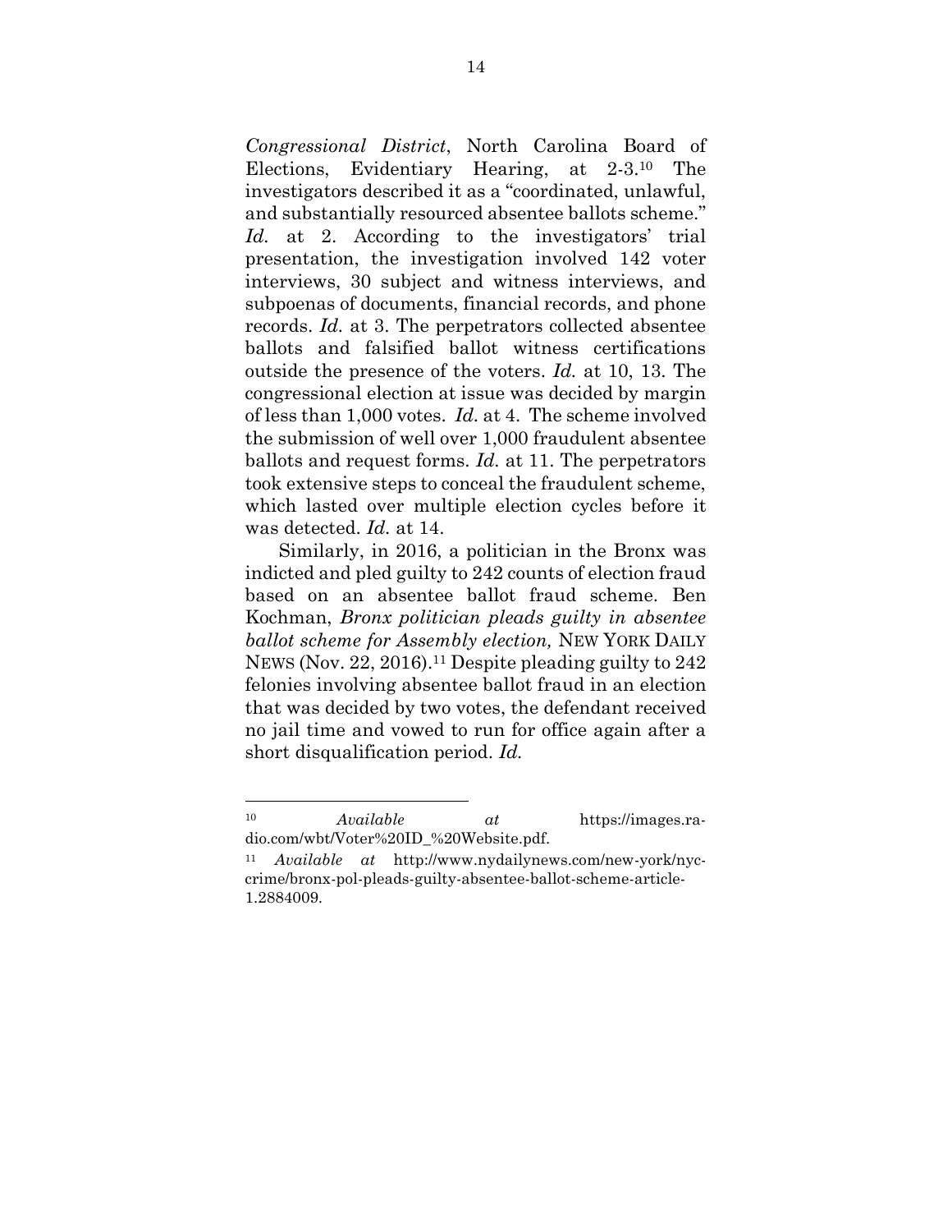*Congressional District*, North Carolina Board of Elections, Evidentiary Hearing, at 2-3.[10] The investigators described it as a "coordinated, unlawful, and substantially resourced absentee ballots scheme." *Id.* at 2. According to the investigators' trial presentation, the investigation involved 142 voter interviews, 30 subject and witness interviews, and subpoenas of documents, financial records, and phone records. *Id.* at 3. The perpetrators collected absentee ballots and falsified ballot witness certifications outside the presence of the voters. *Id.* at 10, 13. The congressional election at issue was decided by margin of less than 1,000 votes. *Id.* at 4. The scheme involved the submission of well over 1,000 fraudulent absentee ballots and request forms. *Id.* at 11. The perpetrators took extensive steps to conceal the fraudulent scheme, which lasted over multiple election cycles before it was detected. *Id.* at 14.

Similarly, in 2016, a politician in the Bronx was indicted and pled guilty to 242 counts of election fraud based on an absentee ballot fraud scheme. Ben Kochman, *Bronx politician pleads guilty in absentee ballot scheme for Assembly election,* NEW YORK DAILY NEWS (Nov. 22, 2016).[11] Despite pleading guilty to 242 felonies involving absentee ballot fraud in an election that was decided by two votes, the defendant received no jail time and vowed to run for office again after a short disqualification period. *Id.*

---

[10] *Available at* https://images.radio.com/wbt/Voter%20ID_%20Website.pdf.

[11] *Available at* http://www.nydailynews.com/new-york/nyc-crime/bronx-pol-pleads-guilty-absentee-ballot-scheme-article-1.2884009.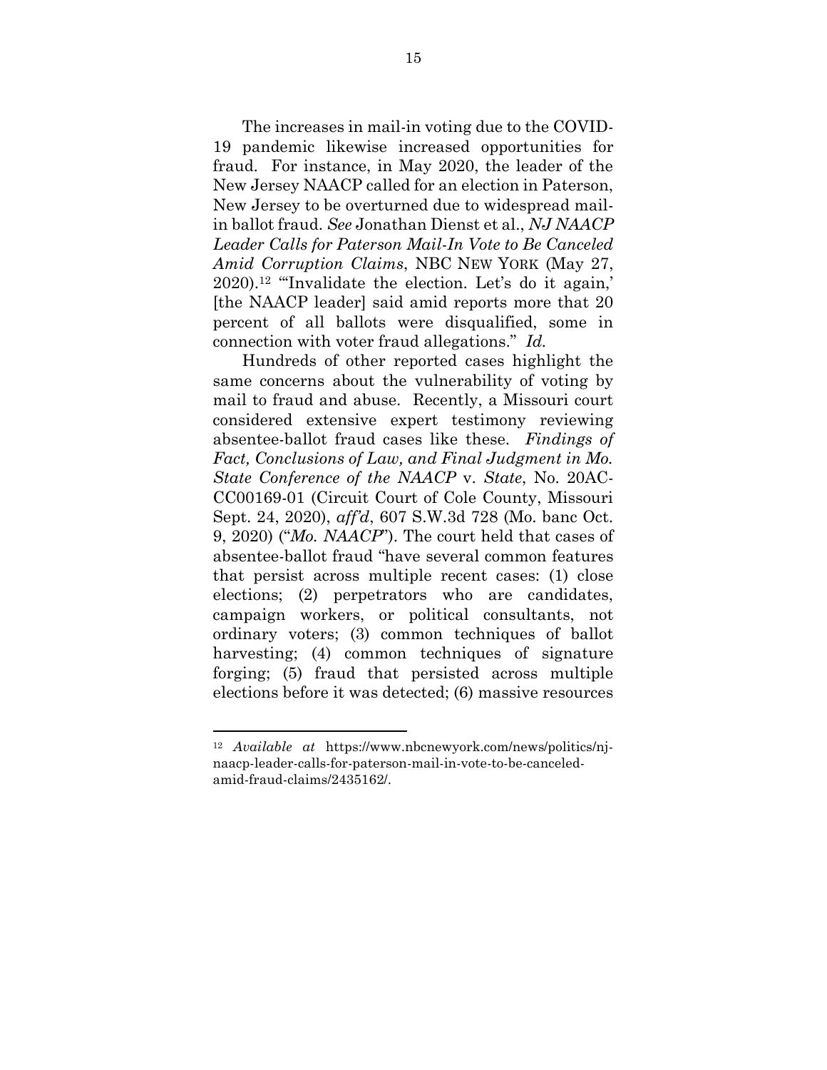The increases in mail-in voting due to the COVID-19 pandemic likewise increased opportunities for fraud. For instance, in May 2020, the leader of the New Jersey NAACP called for an election in Paterson, New Jersey to be overturned due to widespread mail-in ballot fraud. *See* Jonathan Dienst et al., *NJ NAACP Leader Calls for Paterson Mail-In Vote to Be Canceled Amid Corruption Claims*, NBC NEW YORK (May 27, 2020).[12] "'Invalidate the election. Let's do it again,' [the NAACP leader] said amid reports more that 20 percent of all ballots were disqualified, some in connection with voter fraud allegations." *Id.*

Hundreds of other reported cases highlight the same concerns about the vulnerability of voting by mail to fraud and abuse. Recently, a Missouri court considered extensive expert testimony reviewing absentee-ballot fraud cases like these. *Findings of Fact, Conclusions of Law, and Final Judgment in Mo. State Conference of the NAACP* v. *State*, No. 20AC-CC00169-01 (Circuit Court of Cole County, Missouri Sept. 24, 2020), *aff'd*, 607 S.W.3d 728 (Mo. banc Oct. 9, 2020) ("*Mo. NAACP*"). The court held that cases of absentee-ballot fraud "have several common features that persist across multiple recent cases: (1) close elections; (2) perpetrators who are candidates, campaign workers, or political consultants, not ordinary voters; (3) common techniques of ballot harvesting; (4) common techniques of signature forging; (5) fraud that persisted across multiple elections before it was detected; (6) massive resources

---

[12] *Available at* https://www.nbcnewyork.com/news/politics/nj-naacp-leader-calls-for-paterson-mail-in-vote-to-be-canceled-amid-fraud-claims/2435162/.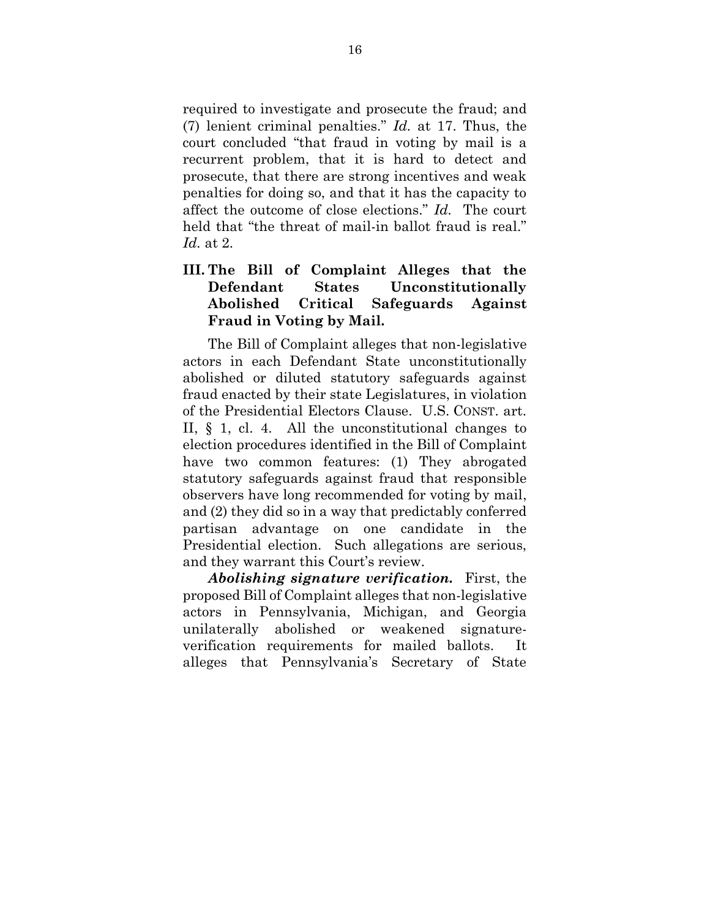required to investigate and prosecute the fraud; and (7) lenient criminal penalties." *Id.* at 17. Thus, the court concluded "that fraud in voting by mail is a recurrent problem, that it is hard to detect and prosecute, that there are strong incentives and weak penalties for doing so, and that it has the capacity to affect the outcome of close elections." *Id.* The court held that "the threat of mail-in ballot fraud is real." *Id.* at 2.

## III. The Bill of Complaint Alleges that the Defendant States Unconstitutionally Abolished Critical Safeguards Against Fraud in Voting by Mail.

The Bill of Complaint alleges that non-legislative actors in each Defendant State unconstitutionally abolished or diluted statutory safeguards against fraud enacted by their state Legislatures, in violation of the Presidential Electors Clause. U.S. CONST. art. II, § 1, cl. 4. All the unconstitutional changes to election procedures identified in the Bill of Complaint have two common features: (1) They abrogated statutory safeguards against fraud that responsible observers have long recommended for voting by mail, and (2) they did so in a way that predictably conferred partisan advantage on one candidate in the Presidential election. Such allegations are serious, and they warrant this Court's review.

***Abolishing signature verification.*** First, the proposed Bill of Complaint alleges that non-legislative actors in Pennsylvania, Michigan, and Georgia unilaterally abolished or weakened signature-verification requirements for mailed ballots. It alleges that Pennsylvania's Secretary of State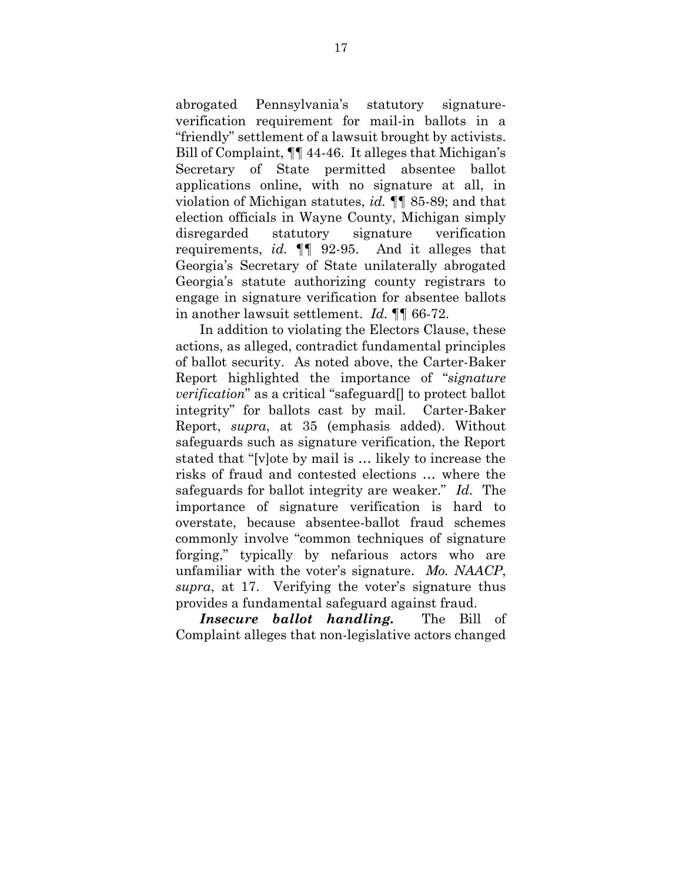abrogated Pennsylvania's statutory signature-verification requirement for mail-in ballots in a "friendly" settlement of a lawsuit brought by activists. Bill of Complaint, ¶¶ 44-46. It alleges that Michigan's Secretary of State permitted absentee ballot applications online, with no signature at all, in violation of Michigan statutes, *id.* ¶¶ 85-89; and that election officials in Wayne County, Michigan simply disregarded statutory signature verification requirements, *id.* ¶¶ 92-95. And it alleges that Georgia's Secretary of State unilaterally abrogated Georgia's statute authorizing county registrars to engage in signature verification for absentee ballots in another lawsuit settlement. *Id.* ¶¶ 66-72.

In addition to violating the Electors Clause, these actions, as alleged, contradict fundamental principles of ballot security. As noted above, the Carter-Baker Report highlighted the importance of "*signature verification*" as a critical "safeguard[] to protect ballot integrity" for ballots cast by mail. Carter-Baker Report, *supra*, at 35 (emphasis added). Without safeguards such as signature verification, the Report stated that "[v]ote by mail is … likely to increase the risks of fraud and contested elections … where the safeguards for ballot integrity are weaker." *Id.* The importance of signature verification is hard to overstate, because absentee-ballot fraud schemes commonly involve "common techniques of signature forging," typically by nefarious actors who are unfamiliar with the voter's signature. *Mo. NAACP*, *supra*, at 17. Verifying the voter's signature thus provides a fundamental safeguard against fraud.

***Insecure ballot handling.*** The Bill of Complaint alleges that non-legislative actors changed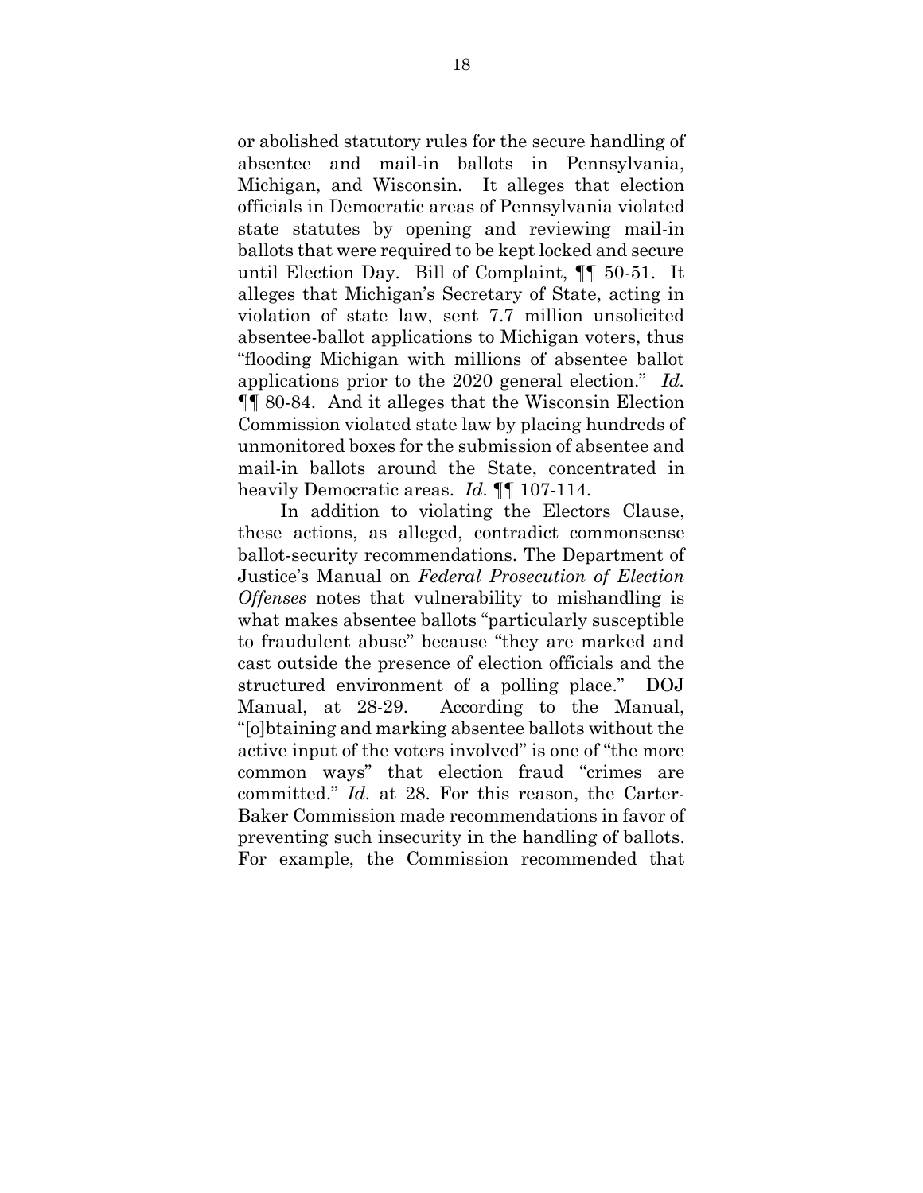or abolished statutory rules for the secure handling of absentee and mail-in ballots in Pennsylvania, Michigan, and Wisconsin. It alleges that election officials in Democratic areas of Pennsylvania violated state statutes by opening and reviewing mail-in ballots that were required to be kept locked and secure until Election Day. Bill of Complaint, ¶¶ 50-51. It alleges that Michigan's Secretary of State, acting in violation of state law, sent 7.7 million unsolicited absentee-ballot applications to Michigan voters, thus "flooding Michigan with millions of absentee ballot applications prior to the 2020 general election." *Id.* ¶¶ 80-84. And it alleges that the Wisconsin Election Commission violated state law by placing hundreds of unmonitored boxes for the submission of absentee and mail-in ballots around the State, concentrated in heavily Democratic areas. *Id.* ¶¶ 107-114.

In addition to violating the Electors Clause, these actions, as alleged, contradict commonsense ballot-security recommendations. The Department of Justice's Manual on *Federal Prosecution of Election Offenses* notes that vulnerability to mishandling is what makes absentee ballots "particularly susceptible to fraudulent abuse" because "they are marked and cast outside the presence of election officials and the structured environment of a polling place." DOJ Manual, at 28-29. According to the Manual, "[o]btaining and marking absentee ballots without the active input of the voters involved" is one of "the more common ways" that election fraud "crimes are committed." *Id.* at 28. For this reason, the Carter-Baker Commission made recommendations in favor of preventing such insecurity in the handling of ballots. For example, the Commission recommended that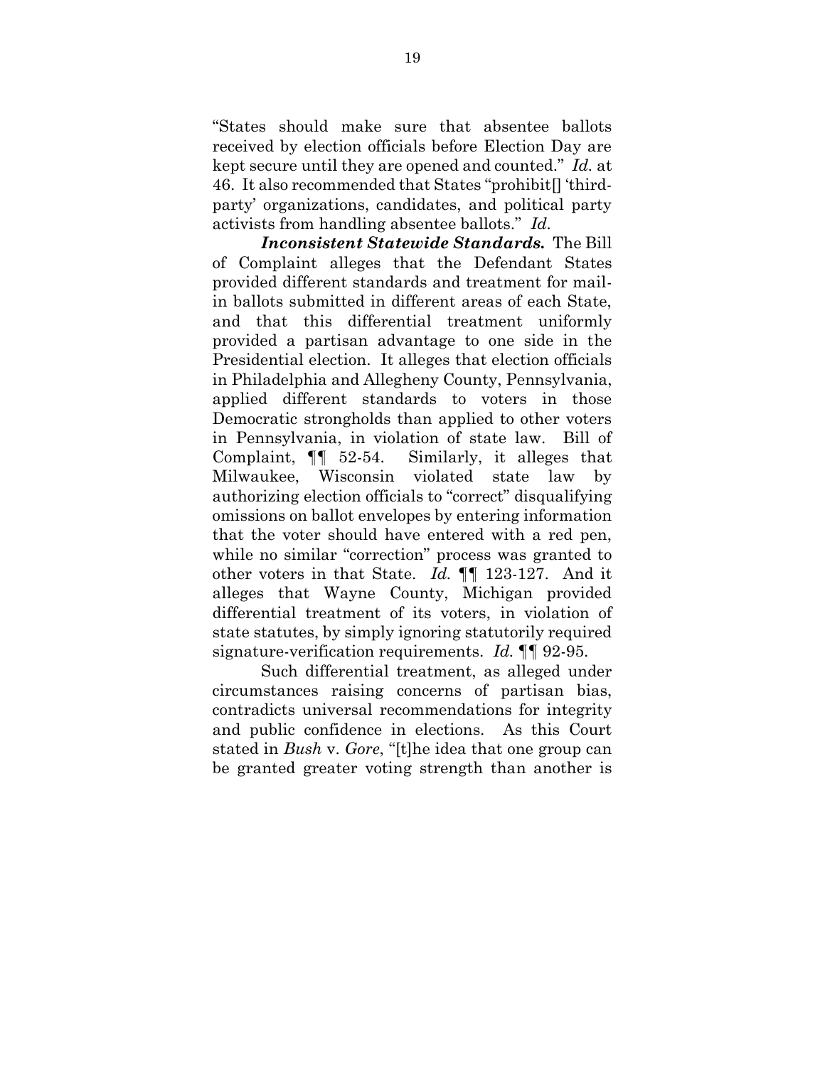"States should make sure that absentee ballots received by election officials before Election Day are kept secure until they are opened and counted." *Id.* at 46. It also recommended that States "prohibit[] 'third-party' organizations, candidates, and political party activists from handling absentee ballots." *Id.*

***Inconsistent Statewide Standards.*** The Bill of Complaint alleges that the Defendant States provided different standards and treatment for mail-in ballots submitted in different areas of each State, and that this differential treatment uniformly provided a partisan advantage to one side in the Presidential election. It alleges that election officials in Philadelphia and Allegheny County, Pennsylvania, applied different standards to voters in those Democratic strongholds than applied to other voters in Pennsylvania, in violation of state law. Bill of Complaint, ¶¶ 52-54. Similarly, it alleges that Milwaukee, Wisconsin violated state law by authorizing election officials to "correct" disqualifying omissions on ballot envelopes by entering information that the voter should have entered with a red pen, while no similar "correction" process was granted to other voters in that State. *Id.* ¶¶ 123-127. And it alleges that Wayne County, Michigan provided differential treatment of its voters, in violation of state statutes, by simply ignoring statutorily required signature-verification requirements. *Id.* ¶¶ 92-95.

Such differential treatment, as alleged under circumstances raising concerns of partisan bias, contradicts universal recommendations for integrity and public confidence in elections. As this Court stated in *Bush* v. *Gore*, "[t]he idea that one group can be granted greater voting strength than another is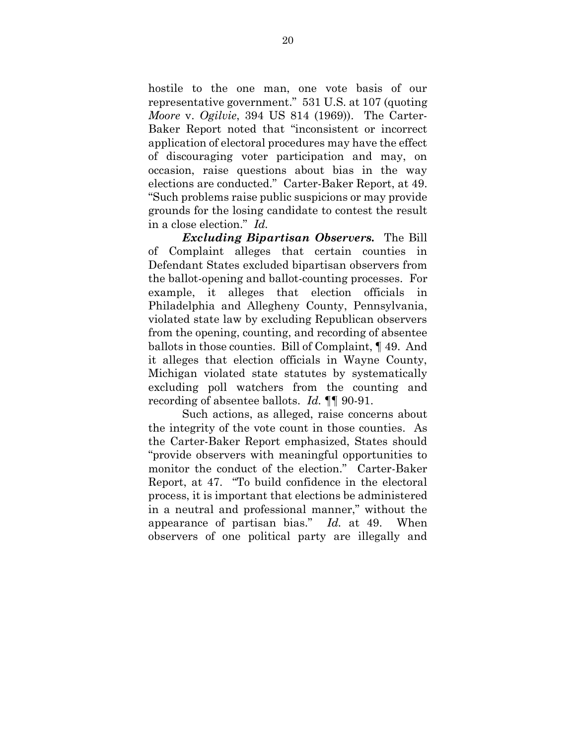hostile to the one man, one vote basis of our representative government." 531 U.S. at 107 (quoting *Moore* v. *Ogilvie*, 394 US 814 (1969)). The Carter-Baker Report noted that "inconsistent or incorrect application of electoral procedures may have the effect of discouraging voter participation and may, on occasion, raise questions about bias in the way elections are conducted." Carter-Baker Report, at 49. "Such problems raise public suspicions or may provide grounds for the losing candidate to contest the result in a close election." *Id.*

***Excluding Bipartisan Observers.*** The Bill of Complaint alleges that certain counties in Defendant States excluded bipartisan observers from the ballot-opening and ballot-counting processes. For example, it alleges that election officials in Philadelphia and Allegheny County, Pennsylvania, violated state law by excluding Republican observers from the opening, counting, and recording of absentee ballots in those counties. Bill of Complaint, ¶ 49. And it alleges that election officials in Wayne County, Michigan violated state statutes by systematically excluding poll watchers from the counting and recording of absentee ballots. *Id.* ¶¶ 90-91.

Such actions, as alleged, raise concerns about the integrity of the vote count in those counties. As the Carter-Baker Report emphasized, States should "provide observers with meaningful opportunities to monitor the conduct of the election." Carter-Baker Report, at 47. "To build confidence in the electoral process, it is important that elections be administered in a neutral and professional manner," without the appearance of partisan bias." *Id.* at 49. When observers of one political party are illegally and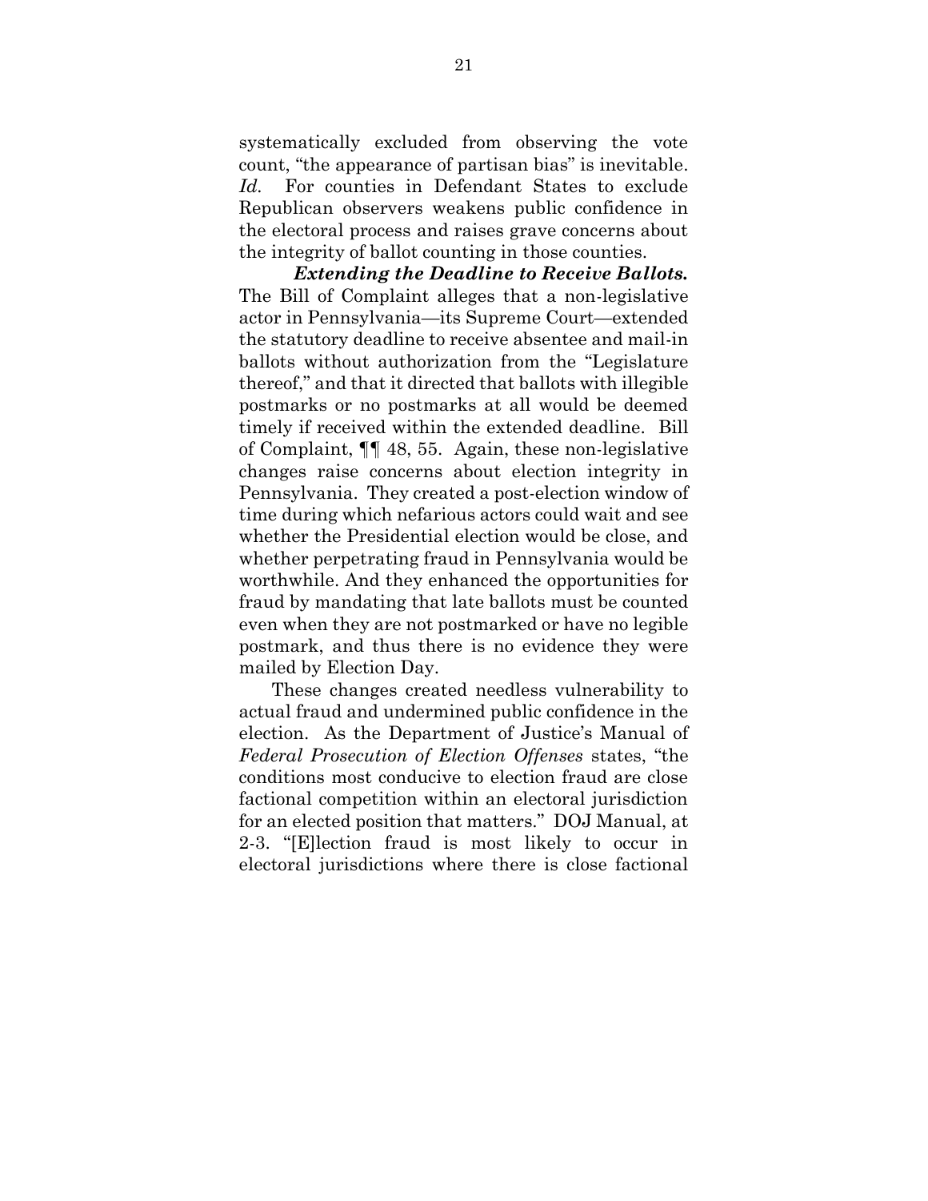systematically excluded from observing the vote count, "the appearance of partisan bias" is inevitable. *Id.* For counties in Defendant States to exclude Republican observers weakens public confidence in the electoral process and raises grave concerns about the integrity of ballot counting in those counties.

***Extending the Deadline to Receive Ballots.*** The Bill of Complaint alleges that a non-legislative actor in Pennsylvania—its Supreme Court—extended the statutory deadline to receive absentee and mail-in ballots without authorization from the "Legislature thereof," and that it directed that ballots with illegible postmarks or no postmarks at all would be deemed timely if received within the extended deadline. Bill of Complaint, ¶¶ 48, 55. Again, these non-legislative changes raise concerns about election integrity in Pennsylvania. They created a post-election window of time during which nefarious actors could wait and see whether the Presidential election would be close, and whether perpetrating fraud in Pennsylvania would be worthwhile. And they enhanced the opportunities for fraud by mandating that late ballots must be counted even when they are not postmarked or have no legible postmark, and thus there is no evidence they were mailed by Election Day.

These changes created needless vulnerability to actual fraud and undermined public confidence in the election. As the Department of Justice's Manual of *Federal Prosecution of Election Offenses* states, "the conditions most conducive to election fraud are close factional competition within an electoral jurisdiction for an elected position that matters." DOJ Manual, at 2-3. "[E]lection fraud is most likely to occur in electoral jurisdictions where there is close factional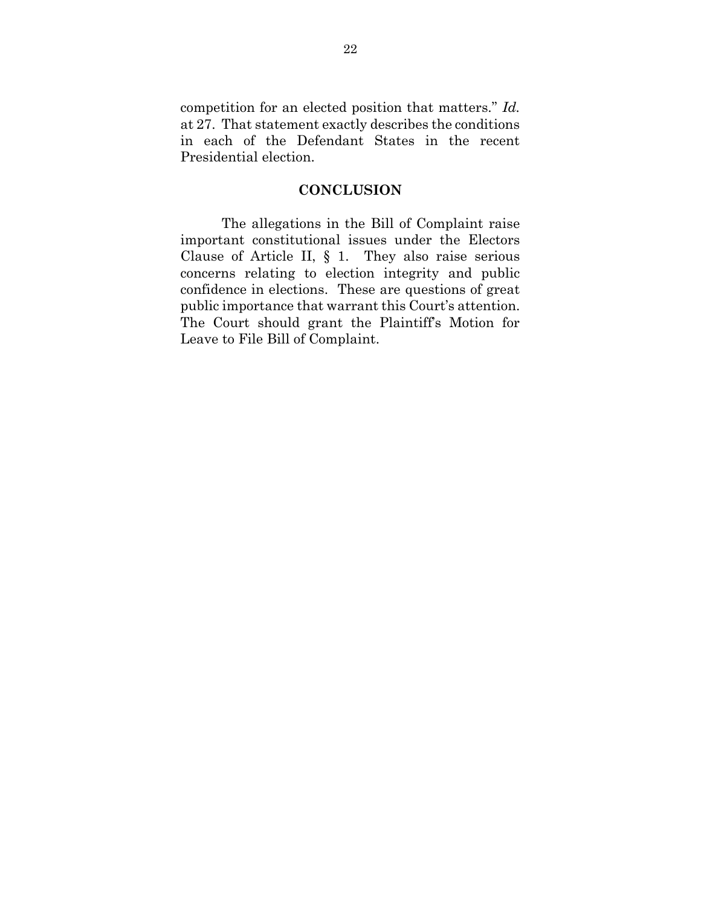competition for an elected position that matters." *Id.* at 27. That statement exactly describes the conditions in each of the Defendant States in the recent Presidential election.

## CONCLUSION

The allegations in the Bill of Complaint raise important constitutional issues under the Electors Clause of Article II, § 1. They also raise serious concerns relating to election integrity and public confidence in elections. These are questions of great public importance that warrant this Court's attention. The Court should grant the Plaintiff's Motion for Leave to File Bill of Complaint.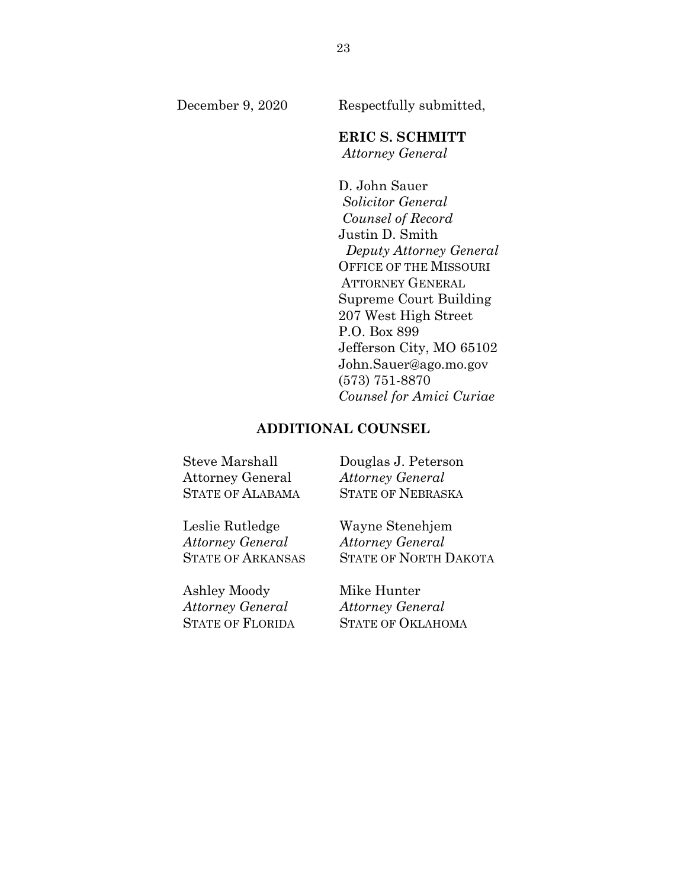December 9, 2020

Respectfully submitted,

**ERIC S. SCHMITT**
*Attorney General*

D. John Sauer
*Solicitor General*
*Counsel of Record*
Justin D. Smith
*Deputy Attorney General*
OFFICE OF THE MISSOURI ATTORNEY GENERAL
Supreme Court Building
207 West High Street
P.O. Box 899
Jefferson City, MO 65102
John.Sauer@ago.mo.gov
(573) 751-8870
*Counsel for Amici Curiae*

**ADDITIONAL COUNSEL**

Steve Marshall
Attorney General
STATE OF ALABAMA

Leslie Rutledge
*Attorney General*
STATE OF ARKANSAS

Ashley Moody
*Attorney General*
STATE OF FLORIDA

Douglas J. Peterson
*Attorney General*
STATE OF NEBRASKA

Wayne Stenehjem
*Attorney General*
STATE OF NORTH DAKOTA

Mike Hunter
*Attorney General*
STATE OF OKLAHOMA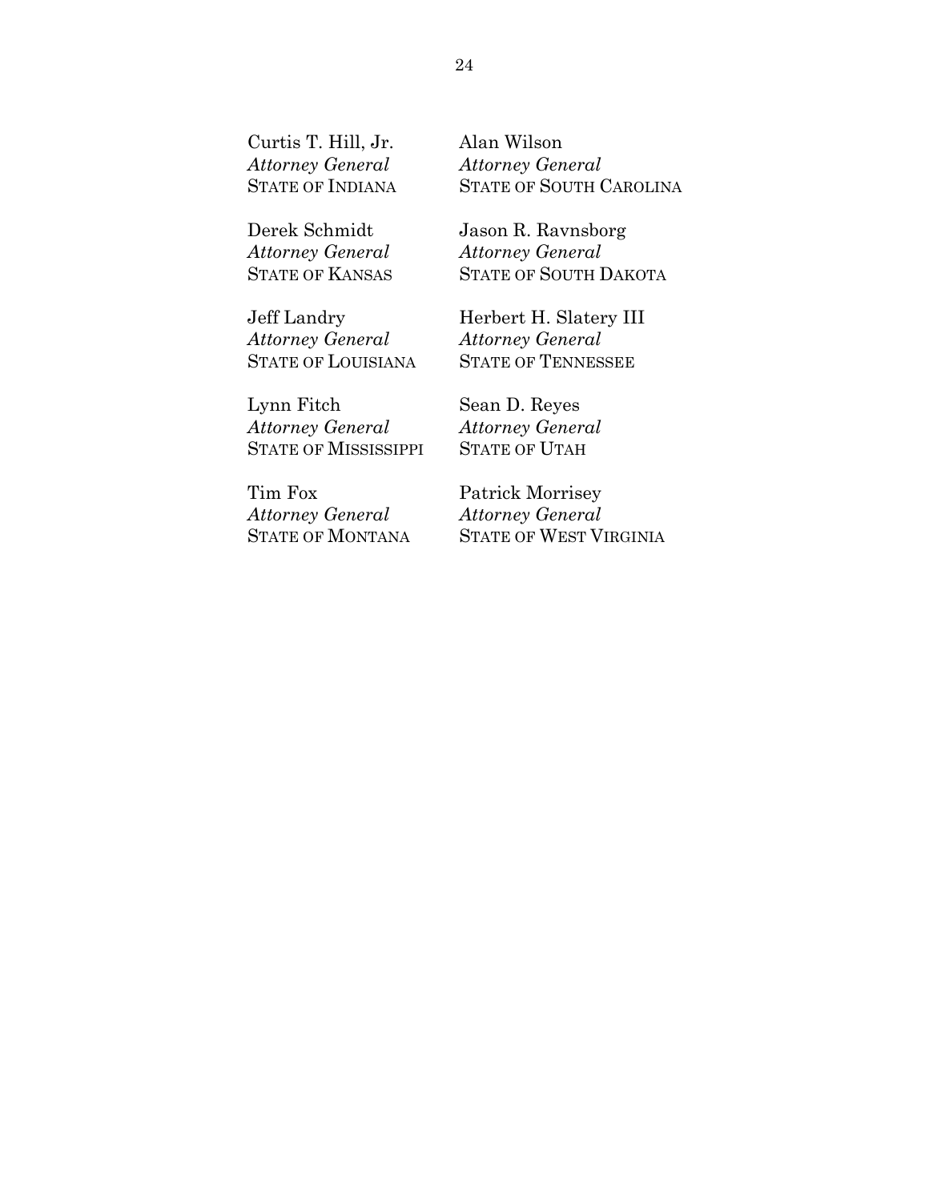Curtis T. Hill, Jr.
*Attorney General*
STATE OF INDIANA

Derek Schmidt
*Attorney General*
STATE OF KANSAS

Jeff Landry
*Attorney General*
STATE OF LOUISIANA

Lynn Fitch
*Attorney General*
STATE OF MISSISSIPPI

Tim Fox
*Attorney General*
STATE OF MONTANA

Alan Wilson
*Attorney General*
STATE OF SOUTH CAROLINA

Jason R. Ravnsborg
*Attorney General*
STATE OF SOUTH DAKOTA

Herbert H. Slatery III
*Attorney General*
STATE OF TENNESSEE

Sean D. Reyes
*Attorney General*
STATE OF UTAH

Patrick Morrisey
*Attorney General*
STATE OF WEST VIRGINIA